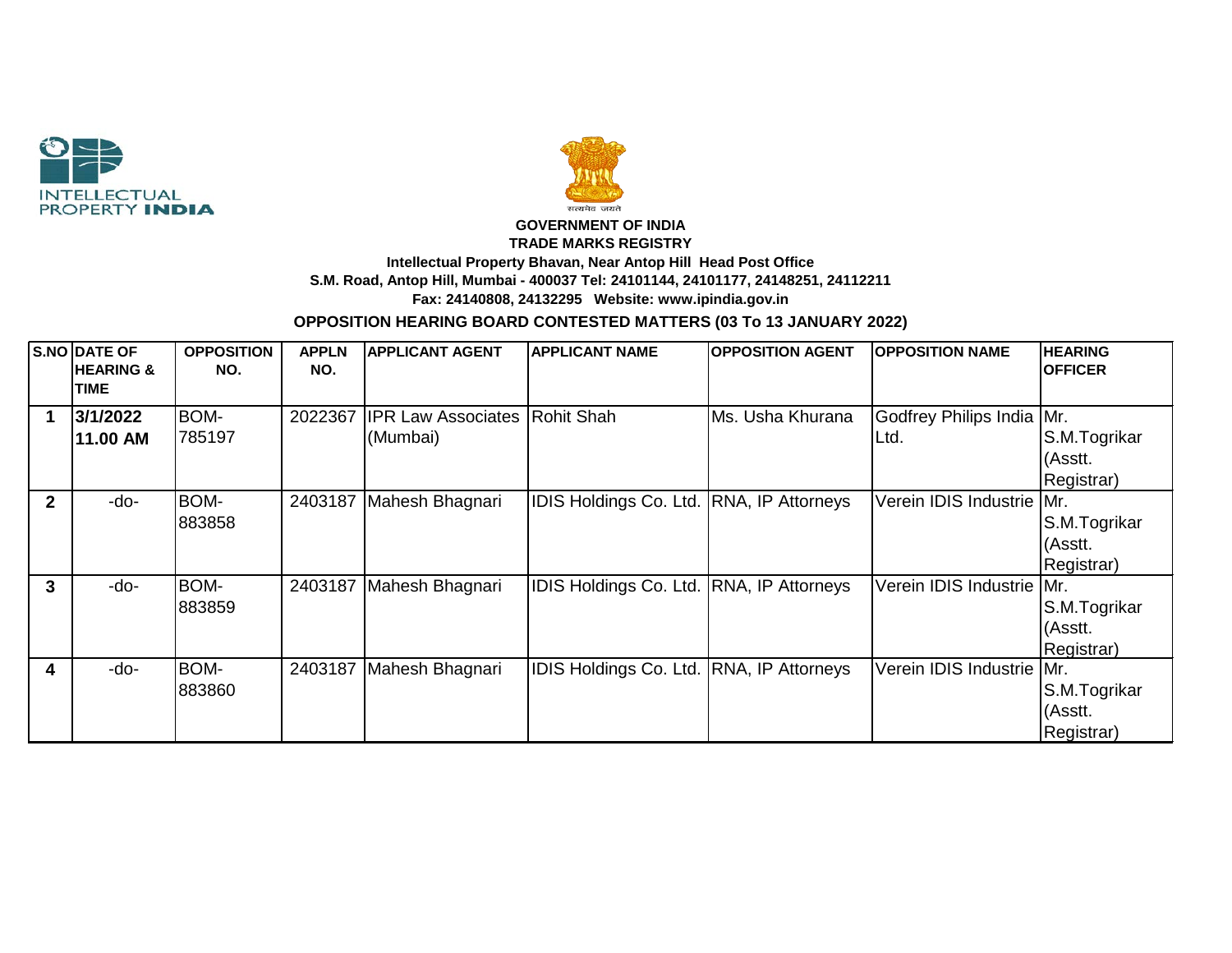INTELLECTUAL PROPERTY INDIA

सत्यमेव जयते

**GOVERNMENT OF INDIA**
**TRADE MARKS REGISTRY**
**Intellectual Property Bhavan, Near Antop Hill Head Post Office**
**S.M. Road, Antop Hill, Mumbai - 400037 Tel: 24101144, 24101177, 24148251, 24112211**
**Fax: 24140808, 24132295 Website: www.ipindia.gov.in**

## OPPOSITION HEARING BOARD CONTESTED MATTERS (03 To 13 JANUARY 2022)

| S.NO | DATE OF HEARING & TIME | OPPOSITION NO. | APPLN NO. | APPLICANT AGENT | APPLICANT NAME | OPPOSITION AGENT | OPPOSITION NAME | HEARING OFFICER |
|---|---|---|---|---|---|---|---|---|
| **1** | **3/1/2022 11.00 AM** | BOM-785197 | 2022367 | IPR Law Associates (Mumbai) | Rohit Shah | Ms. Usha Khurana | Godfrey Philips India Ltd. | Mr. S.M.Togrikar (Asstt. Registrar) |
| **2** | -do- | BOM-883858 | 2403187 | Mahesh Bhagnari | IDIS Holdings Co. Ltd. | RNA, IP Attorneys | Verein IDIS Industrie | Mr. S.M.Togrikar (Asstt. Registrar) |
| **3** | -do- | BOM-883859 | 2403187 | Mahesh Bhagnari | IDIS Holdings Co. Ltd. | RNA, IP Attorneys | Verein IDIS Industrie | Mr. S.M.Togrikar (Asstt. Registrar) |
| **4** | -do- | BOM-883860 | 2403187 | Mahesh Bhagnari | IDIS Holdings Co. Ltd. | RNA, IP Attorneys | Verein IDIS Industrie | Mr. S.M.Togrikar (Asstt. Registrar) |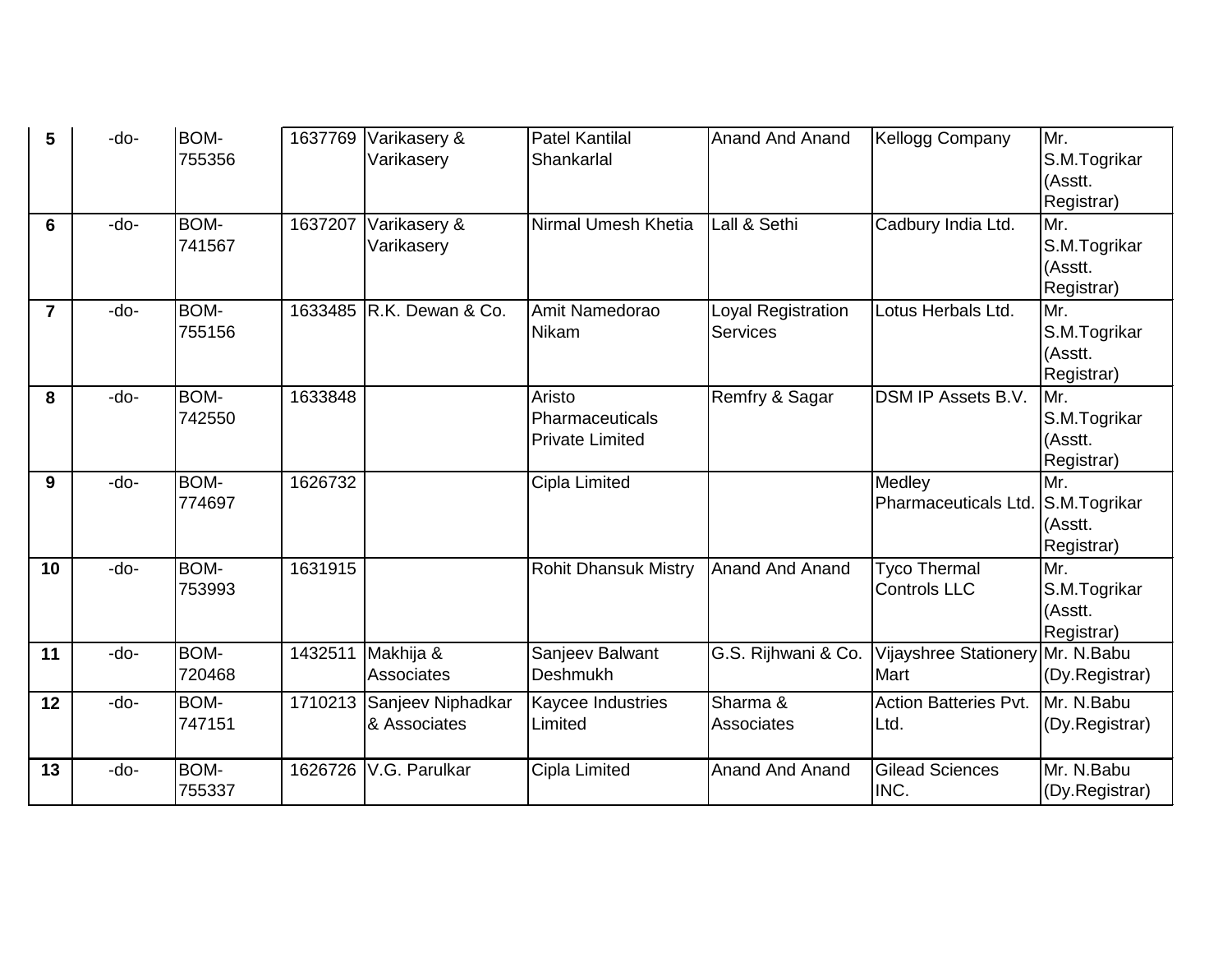| | | | | | | | | |
|---|---|---|---|---|---|---|---|---|
| **5** | -do- | BOM-755356 | 1637769 | Varikasery & Varikasery | Patel Kantilal Shankarlal | Anand And Anand | Kellogg Company | Mr. S.M.Togrikar (Asstt. Registrar) |
| **6** | -do- | BOM-741567 | 1637207 | Varikasery & Varikasery | Nirmal Umesh Khetia | Lall & Sethi | Cadbury India Ltd. | Mr. S.M.Togrikar (Asstt. Registrar) |
| **7** | -do- | BOM-755156 | 1633485 | R.K. Dewan & Co. | Amit Namedorao Nikam | Loyal Registration Services | Lotus Herbals Ltd. | Mr. S.M.Togrikar (Asstt. Registrar) |
| **8** | -do- | BOM-742550 | 1633848 | | Aristo Pharmaceuticals Private Limited | Remfry & Sagar | DSM IP Assets B.V. | Mr. S.M.Togrikar (Asstt. Registrar) |
| **9** | -do- | BOM-774697 | 1626732 | | Cipla Limited | | Medley Pharmaceuticals Ltd. | Mr. S.M.Togrikar (Asstt. Registrar) |
| **10** | -do- | BOM-753993 | 1631915 | | Rohit Dhansuk Mistry | Anand And Anand | Tyco Thermal Controls LLC | Mr. S.M.Togrikar (Asstt. Registrar) |
| **11** | -do- | BOM-720468 | 1432511 | Makhija & Associates | Sanjeev Balwant Deshmukh | G.S. Rijhwani & Co. | Vijayshree Stationery Mart | Mr. N.Babu (Dy.Registrar) |
| **12** | -do- | BOM-747151 | 1710213 | Sanjeev Niphadkar & Associates | Kaycee Industries Limited | Sharma & Associates | Action Batteries Pvt. Ltd. | Mr. N.Babu (Dy.Registrar) |
| **13** | -do- | BOM-755337 | 1626726 | V.G. Parulkar | Cipla Limited | Anand And Anand | Gilead Sciences INC. | Mr. N.Babu (Dy.Registrar) |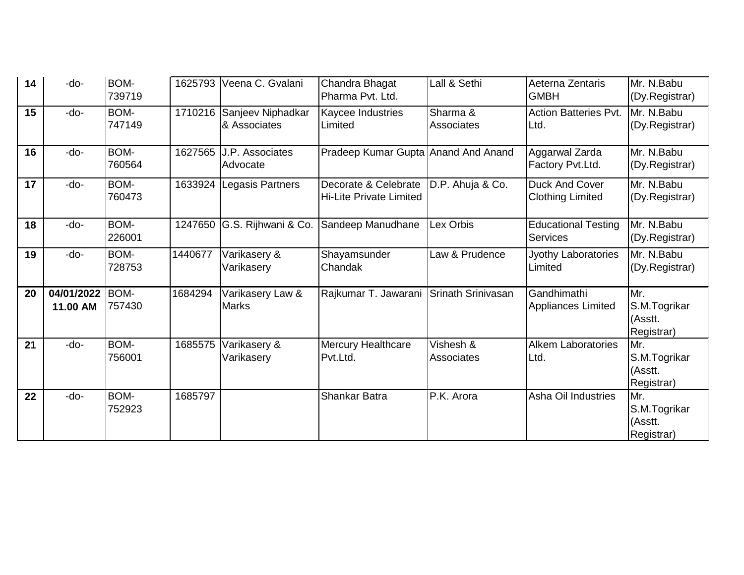| | | | | | | | | |
|---|---|---|---|---|---|---|---|---|
| **14** | -do- | BOM-739719 | 1625793 | Veena C. Gvalani | Chandra Bhagat Pharma Pvt. Ltd. | Lall & Sethi | Aeterna Zentaris GMBH | Mr. N.Babu (Dy.Registrar) |
| **15** | -do- | BOM-747149 | 1710216 | Sanjeev Niphadkar & Associates | Kaycee Industries Limited | Sharma & Associates | Action Batteries Pvt. Ltd. | Mr. N.Babu (Dy.Registrar) |
| **16** | -do- | BOM-760564 | 1627565 | J.P. Associates Advocate | Pradeep Kumar Gupta | Anand And Anand | Aggarwal Zarda Factory Pvt.Ltd. | Mr. N.Babu (Dy.Registrar) |
| **17** | -do- | BOM-760473 | 1633924 | Legasis Partners | Decorate & Celebrate Hi-Lite Private Limited | D.P. Ahuja & Co. | Duck And Cover Clothing Limited | Mr. N.Babu (Dy.Registrar) |
| **18** | -do- | BOM-226001 | 1247650 | G.S. Rijhwani & Co. | Sandeep Manudhane | Lex Orbis | Educational Testing Services | Mr. N.Babu (Dy.Registrar) |
| **19** | -do- | BOM-728753 | 1440677 | Varikasery & Varikasery | Shayamsunder Chandak | Law & Prudence | Jyothy Laboratories Limited | Mr. N.Babu (Dy.Registrar) |
| **20** | **04/01/2022 11.00 AM** | BOM-757430 | 1684294 | Varikasery Law & Marks | Rajkumar T. Jawarani | Srinath Srinivasan | Gandhimathi Appliances Limited | Mr. S.M.Togrikar (Asstt. Registrar) |
| **21** | -do- | BOM-756001 | 1685575 | Varikasery & Varikasery | Mercury Healthcare Pvt.Ltd. | Vishesh & Associates | Alkem Laboratories Ltd. | Mr. S.M.Togrikar (Asstt. Registrar) |
| **22** | -do- | BOM-752923 | 1685797 | | Shankar Batra | P.K. Arora | Asha Oil Industries | Mr. S.M.Togrikar (Asstt. Registrar) |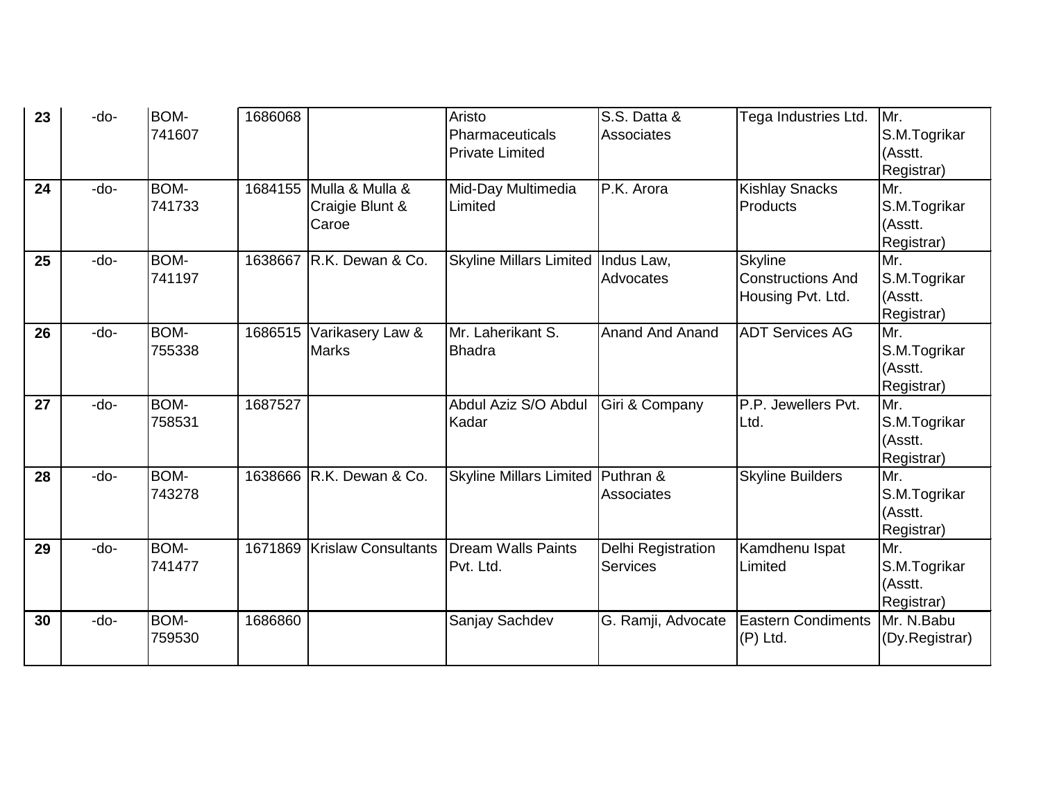| | | | | | | | | |
|---|---|---|---|---|---|---|---|---|
| **23** | -do- | BOM-741607 | 1686068 | | Aristo Pharmaceuticals Private Limited | S.S. Datta & Associates | Tega Industries Ltd. | Mr. S.M.Togrikar (Asstt. Registrar) |
| **24** | -do- | BOM-741733 | 1684155 | Mulla & Mulla & Craigie Blunt & Caroe | Mid-Day Multimedia Limited | P.K. Arora | Kishlay Snacks Products | Mr. S.M.Togrikar (Asstt. Registrar) |
| **25** | -do- | BOM-741197 | 1638667 | R.K. Dewan & Co. | Skyline Millars Limited | Indus Law, Advocates | Skyline Constructions And Housing Pvt. Ltd. | Mr. S.M.Togrikar (Asstt. Registrar) |
| **26** | -do- | BOM-755338 | 1686515 | Varikasery Law & Marks | Mr. Laherikant S. Bhadra | Anand And Anand | ADT Services AG | Mr. S.M.Togrikar (Asstt. Registrar) |
| **27** | -do- | BOM-758531 | 1687527 | | Abdul Aziz S/O Abdul Kadar | Giri & Company | P.P. Jewellers Pvt. Ltd. | Mr. S.M.Togrikar (Asstt. Registrar) |
| **28** | -do- | BOM-743278 | 1638666 | R.K. Dewan & Co. | Skyline Millars Limited | Puthran & Associates | Skyline Builders | Mr. S.M.Togrikar (Asstt. Registrar) |
| **29** | -do- | BOM-741477 | 1671869 | Krislaw Consultants | Dream Walls Paints Pvt. Ltd. | Delhi Registration Services | Kamdhenu Ispat Limited | Mr. S.M.Togrikar (Asstt. Registrar) |
| **30** | -do- | BOM-759530 | 1686860 | | Sanjay Sachdev | G. Ramji, Advocate | Eastern Condiments (P) Ltd. | Mr. N.Babu (Dy.Registrar) |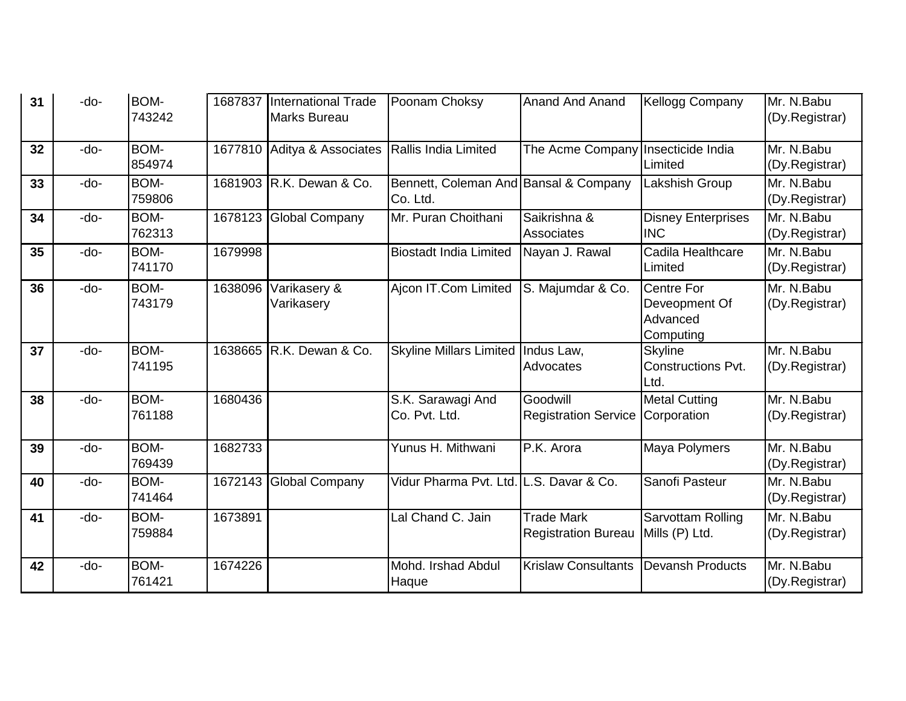| | | | | | | | | |
|---|---|---|---|---|---|---|---|---|
| **31** | -do- | BOM-743242 | 1687837 | International Trade Marks Bureau | Poonam Choksy | Anand And Anand | Kellogg Company | Mr. N.Babu (Dy.Registrar) |
| **32** | -do- | BOM-854974 | 1677810 | Aditya & Associates | Rallis India Limited | The Acme Company | Insecticide India Limited | Mr. N.Babu (Dy.Registrar) |
| **33** | -do- | BOM-759806 | 1681903 | R.K. Dewan & Co. | Bennett, Coleman And Co. Ltd. | Bansal & Company | Lakshish Group | Mr. N.Babu (Dy.Registrar) |
| **34** | -do- | BOM-762313 | 1678123 | Global Company | Mr. Puran Choithani | Saikrishna & Associates | Disney Enterprises INC | Mr. N.Babu (Dy.Registrar) |
| **35** | -do- | BOM-741170 | 1679998 | | Biostadt India Limited | Nayan J. Rawal | Cadila Healthcare Limited | Mr. N.Babu (Dy.Registrar) |
| **36** | -do- | BOM-743179 | 1638096 | Varikasery & Varikasery | Ajcon IT.Com Limited | S. Majumdar & Co. | Centre For Deveopment Of Advanced Computing | Mr. N.Babu (Dy.Registrar) |
| **37** | -do- | BOM-741195 | 1638665 | R.K. Dewan & Co. | Skyline Millars Limited | Indus Law, Advocates | Skyline Constructions Pvt. Ltd. | Mr. N.Babu (Dy.Registrar) |
| **38** | -do- | BOM-761188 | 1680436 | | S.K. Sarawagi And Co. Pvt. Ltd. | Goodwill Registration Service | Metal Cutting Corporation | Mr. N.Babu (Dy.Registrar) |
| **39** | -do- | BOM-769439 | 1682733 | | Yunus H. Mithwani | P.K. Arora | Maya Polymers | Mr. N.Babu (Dy.Registrar) |
| **40** | -do- | BOM-741464 | 1672143 | Global Company | Vidur Pharma Pvt. Ltd. | L.S. Davar & Co. | Sanofi Pasteur | Mr. N.Babu (Dy.Registrar) |
| **41** | -do- | BOM-759884 | 1673891 | | Lal Chand C. Jain | Trade Mark Registration Bureau | Sarvottam Rolling Mills (P) Ltd. | Mr. N.Babu (Dy.Registrar) |
| **42** | -do- | BOM-761421 | 1674226 | | Mohd. Irshad Abdul Haque | Krislaw Consultants | Devansh Products | Mr. N.Babu (Dy.Registrar) |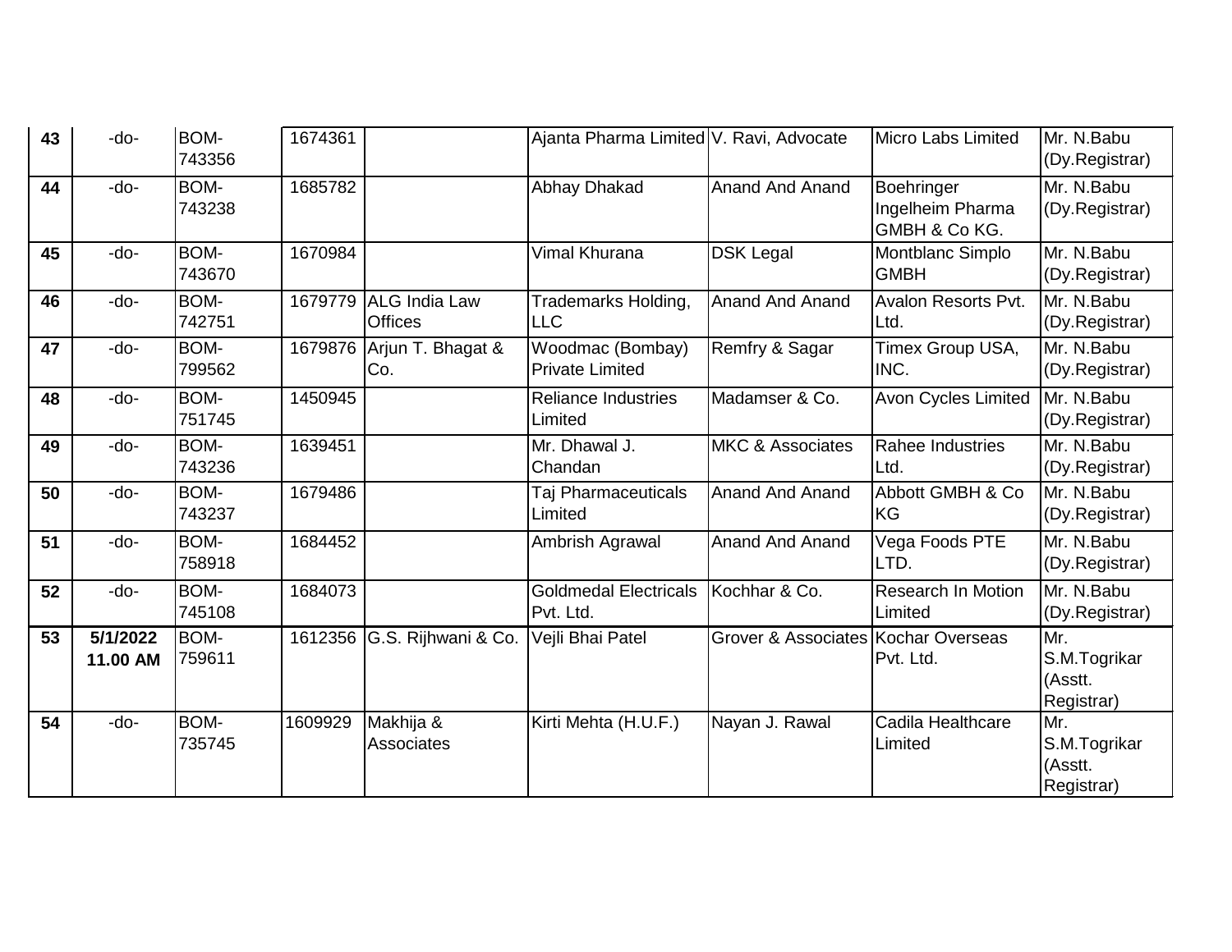| 43 | -do- | BOM-743356 | 1674361 | | Ajanta Pharma Limited | V. Ravi, Advocate | Micro Labs Limited | Mr. N.Babu (Dy.Registrar) |
|---|---|---|---|---|---|---|---|---|
| 44 | -do- | BOM-743238 | 1685782 | | Abhay Dhakad | Anand And Anand | Boehringer Ingelheim Pharma GMBH & Co KG. | Mr. N.Babu (Dy.Registrar) |
| 45 | -do- | BOM-743670 | 1670984 | | Vimal Khurana | DSK Legal | Montblanc Simplo GMBH | Mr. N.Babu (Dy.Registrar) |
| 46 | -do- | BOM-742751 | 1679779 | ALG India Law Offices | Trademarks Holding, LLC | Anand And Anand | Avalon Resorts Pvt. Ltd. | Mr. N.Babu (Dy.Registrar) |
| 47 | -do- | BOM-799562 | 1679876 | Arjun T. Bhagat & Co. | Woodmac (Bombay) Private Limited | Remfry & Sagar | Timex Group USA, INC. | Mr. N.Babu (Dy.Registrar) |
| 48 | -do- | BOM-751745 | 1450945 | | Reliance Industries Limited | Madamser & Co. | Avon Cycles Limited | Mr. N.Babu (Dy.Registrar) |
| 49 | -do- | BOM-743236 | 1639451 | | Mr. Dhawal J. Chandan | MKC & Associates | Rahee Industries Ltd. | Mr. N.Babu (Dy.Registrar) |
| 50 | -do- | BOM-743237 | 1679486 | | Taj Pharmaceuticals Limited | Anand And Anand | Abbott GMBH & Co KG | Mr. N.Babu (Dy.Registrar) |
| 51 | -do- | BOM-758918 | 1684452 | | Ambrish Agrawal | Anand And Anand | Vega Foods PTE LTD. | Mr. N.Babu (Dy.Registrar) |
| 52 | -do- | BOM-745108 | 1684073 | | Goldmedal Electricals Pvt. Ltd. | Kochhar & Co. | Research In Motion Limited | Mr. N.Babu (Dy.Registrar) |
| **53** | **5/1/2022 11.00 AM** | BOM-759611 | 1612356 | G.S. Rijhwani & Co. | Vejli Bhai Patel | Grover & Associates | Kochar Overseas Pvt. Ltd. | Mr. S.M.Togrikar (Asstt. Registrar) |
| 54 | -do- | BOM-735745 | 1609929 | Makhija & Associates | Kirti Mehta (H.U.F.) | Nayan J. Rawal | Cadila Healthcare Limited | Mr. S.M.Togrikar (Asstt. Registrar) |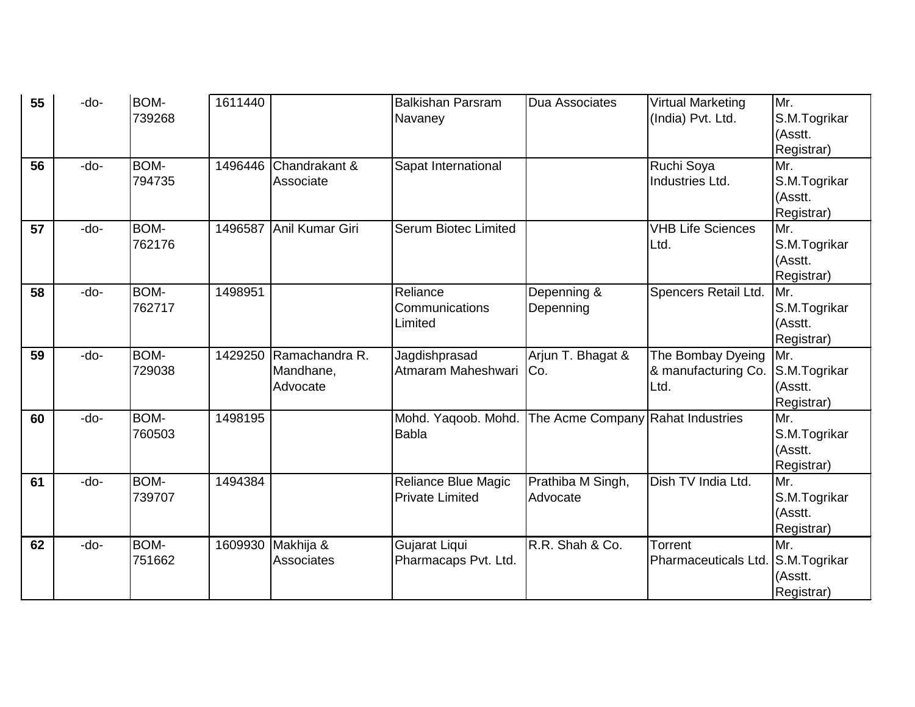| | | | | | | | | |
|---|---|---|---|---|---|---|---|---|
| **55** | -do- | BOM-739268 | 1611440 | | Balkishan Parsram Navaney | Dua Associates | Virtual Marketing (India) Pvt. Ltd. | Mr. S.M.Togrikar (Asstt. Registrar) |
| **56** | -do- | BOM-794735 | 1496446 | Chandrakant & Associate | Sapat International | | Ruchi Soya Industries Ltd. | Mr. S.M.Togrikar (Asstt. Registrar) |
| **57** | -do- | BOM-762176 | 1496587 | Anil Kumar Giri | Serum Biotec Limited | | VHB Life Sciences Ltd. | Mr. S.M.Togrikar (Asstt. Registrar) |
| **58** | -do- | BOM-762717 | 1498951 | | Reliance Communications Limited | Depenning & Depenning | Spencers Retail Ltd. | Mr. S.M.Togrikar (Asstt. Registrar) |
| **59** | -do- | BOM-729038 | 1429250 | Ramachandra R. Mandhane, Advocate | Jagdishprasad Atmaram Maheshwari | Arjun T. Bhagat & Co. | The Bombay Dyeing & manufacturing Co. Ltd. | Mr. S.M.Togrikar (Asstt. Registrar) |
| **60** | -do- | BOM-760503 | 1498195 | | Mohd. Yaqoob. Mohd. Babla | The Acme Company | Rahat Industries | Mr. S.M.Togrikar (Asstt. Registrar) |
| **61** | -do- | BOM-739707 | 1494384 | | Reliance Blue Magic Private Limited | Prathiba M Singh, Advocate | Dish TV India Ltd. | Mr. S.M.Togrikar (Asstt. Registrar) |
| **62** | -do- | BOM-751662 | 1609930 | Makhija & Associates | Gujarat Liqui Pharmacaps Pvt. Ltd. | R.R. Shah & Co. | Torrent Pharmaceuticals Ltd. | Mr. S.M.Togrikar (Asstt. Registrar) |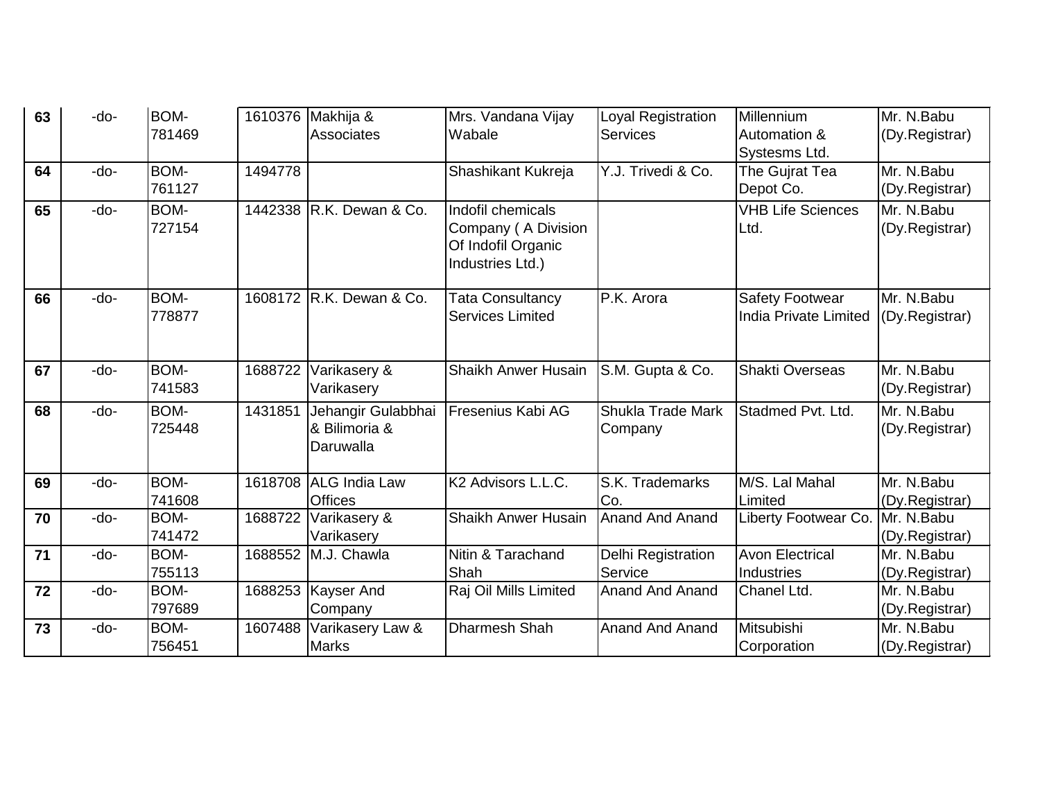| 63 | -do- | BOM-781469 | 1610376 | Makhija & Associates | Mrs. Vandana Vijay Wabale | Loyal Registration Services | Millennium Automation & Systesms Ltd. | Mr. N.Babu (Dy.Registrar) |
|---|---|---|---|---|---|---|---|---|
| 64 | -do- | BOM-761127 | 1494778 | | Shashikant Kukreja | Y.J. Trivedi & Co. | The Gujrat Tea Depot Co. | Mr. N.Babu (Dy.Registrar) |
| 65 | -do- | BOM-727154 | 1442338 | R.K. Dewan & Co. | Indofil chemicals Company ( A Division Of Indofil Organic Industries Ltd.) | | VHB Life Sciences Ltd. | Mr. N.Babu (Dy.Registrar) |
| 66 | -do- | BOM-778877 | 1608172 | R.K. Dewan & Co. | Tata Consultancy Services Limited | P.K. Arora | Safety Footwear India Private Limited | Mr. N.Babu (Dy.Registrar) |
| 67 | -do- | BOM-741583 | 1688722 | Varikasery & Varikasery | Shaikh Anwer Husain | S.M. Gupta & Co. | Shakti Overseas | Mr. N.Babu (Dy.Registrar) |
| 68 | -do- | BOM-725448 | 1431851 | Jehangir Gulabbhai & Bilimoria & Daruwalla | Fresenius Kabi AG | Shukla Trade Mark Company | Stadmed Pvt. Ltd. | Mr. N.Babu (Dy.Registrar) |
| 69 | -do- | BOM-741608 | 1618708 | ALG India Law Offices | K2 Advisors L.L.C. | S.K. Trademarks Co. | M/S. Lal Mahal Limited | Mr. N.Babu (Dy.Registrar) |
| 70 | -do- | BOM-741472 | 1688722 | Varikasery & Varikasery | Shaikh Anwer Husain | Anand And Anand | Liberty Footwear Co. | Mr. N.Babu (Dy.Registrar) |
| 71 | -do- | BOM-755113 | 1688552 | M.J. Chawla | Nitin & Tarachand Shah | Delhi Registration Service | Avon Electrical Industries | Mr. N.Babu (Dy.Registrar) |
| 72 | -do- | BOM-797689 | 1688253 | Kayser And Company | Raj Oil Mills Limited | Anand And Anand | Chanel Ltd. | Mr. N.Babu (Dy.Registrar) |
| 73 | -do- | BOM-756451 | 1607488 | Varikasery Law & Marks | Dharmesh Shah | Anand And Anand | Mitsubishi Corporation | Mr. N.Babu (Dy.Registrar) |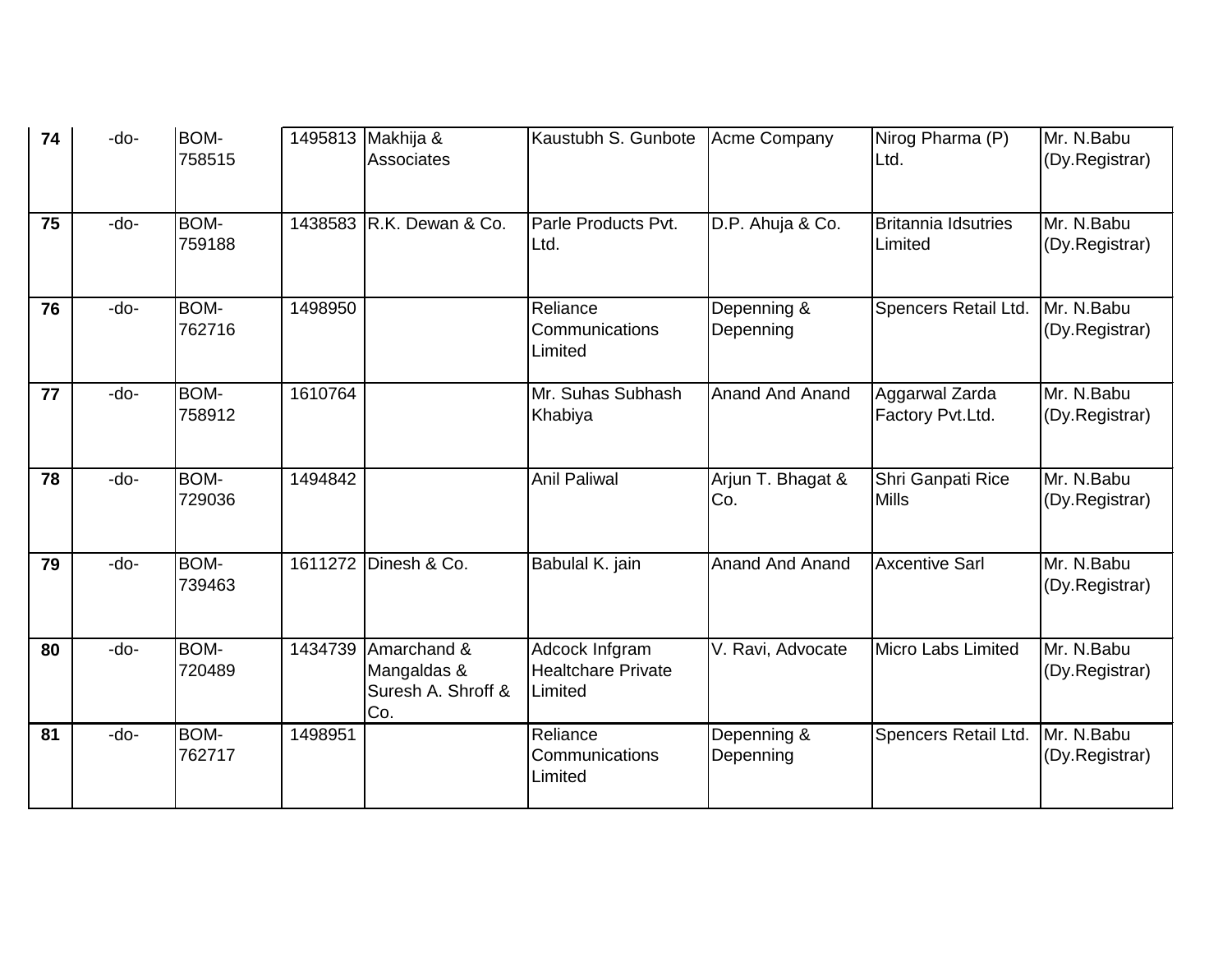| 74 | -do- | BOM-758515 | 1495813 | Makhija & Associates | Kaustubh S. Gunbote | Acme Company | Nirog Pharma (P) Ltd. | Mr. N.Babu (Dy.Registrar) |
|---|---|---|---|---|---|---|---|---|
| 75 | -do- | BOM-759188 | 1438583 | R.K. Dewan & Co. | Parle Products Pvt. Ltd. | D.P. Ahuja & Co. | Britannia Idsutries Limited | Mr. N.Babu (Dy.Registrar) |
| 76 | -do- | BOM-762716 | 1498950 | | Reliance Communications Limited | Depenning & Depenning | Spencers Retail Ltd. | Mr. N.Babu (Dy.Registrar) |
| 77 | -do- | BOM-758912 | 1610764 | | Mr. Suhas Subhash Khabiya | Anand And Anand | Aggarwal Zarda Factory Pvt.Ltd. | Mr. N.Babu (Dy.Registrar) |
| 78 | -do- | BOM-729036 | 1494842 | | Anil Paliwal | Arjun T. Bhagat & Co. | Shri Ganpati Rice Mills | Mr. N.Babu (Dy.Registrar) |
| 79 | -do- | BOM-739463 | 1611272 | Dinesh & Co. | Babulal K. jain | Anand And Anand | Axcentive Sarl | Mr. N.Babu (Dy.Registrar) |
| 80 | -do- | BOM-720489 | 1434739 | Amarchand & Mangaldas & Suresh A. Shroff & Co. | Adcock Infgram Healtchare Private Limited | V. Ravi, Advocate | Micro Labs Limited | Mr. N.Babu (Dy.Registrar) |
| 81 | -do- | BOM-762717 | 1498951 | | Reliance Communications Limited | Depenning & Depenning | Spencers Retail Ltd. | Mr. N.Babu (Dy.Registrar) |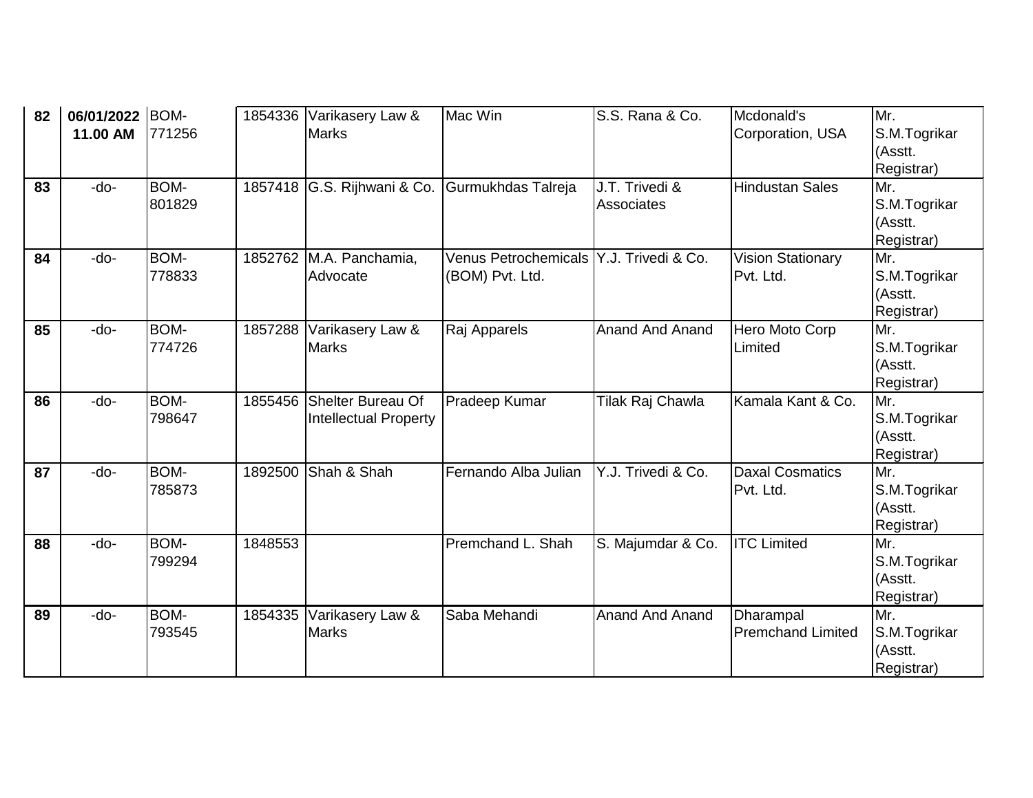| 82 | **06/01/2022 11.00 AM** | BOM-771256 | 1854336 | Varikasery Law & Marks | Mac Win | S.S. Rana & Co. | Mcdonald's Corporation, USA | Mr. S.M.Togrikar (Asstt. Registrar) |
|---|---|---|---|---|---|---|---|---|
| **83** | -do- | BOM-801829 | 1857418 | G.S. Rijhwani & Co. | Gurmukhdas Talreja | J.T. Trivedi & Associates | Hindustan Sales | Mr. S.M.Togrikar (Asstt. Registrar) |
| **84** | -do- | BOM-778833 | 1852762 | M.A. Panchamia, Advocate | Venus Petrochemicals (BOM) Pvt. Ltd. | Y.J. Trivedi & Co. | Vision Stationary Pvt. Ltd. | Mr. S.M.Togrikar (Asstt. Registrar) |
| **85** | -do- | BOM-774726 | 1857288 | Varikasery Law & Marks | Raj Apparels | Anand And Anand | Hero Moto Corp Limited | Mr. S.M.Togrikar (Asstt. Registrar) |
| **86** | -do- | BOM-798647 | 1855456 | Shelter Bureau Of Intellectual Property | Pradeep Kumar | Tilak Raj Chawla | Kamala Kant & Co. | Mr. S.M.Togrikar (Asstt. Registrar) |
| **87** | -do- | BOM-785873 | 1892500 | Shah & Shah | Fernando Alba Julian | Y.J. Trivedi & Co. | Daxal Cosmatics Pvt. Ltd. | Mr. S.M.Togrikar (Asstt. Registrar) |
| **88** | -do- | BOM-799294 | 1848553 | | Premchand L. Shah | S. Majumdar & Co. | ITC Limited | Mr. S.M.Togrikar (Asstt. Registrar) |
| **89** | -do- | BOM-793545 | 1854335 | Varikasery Law & Marks | Saba Mehandi | Anand And Anand | Dharampal Premchand Limited | Mr. S.M.Togrikar (Asstt. Registrar) |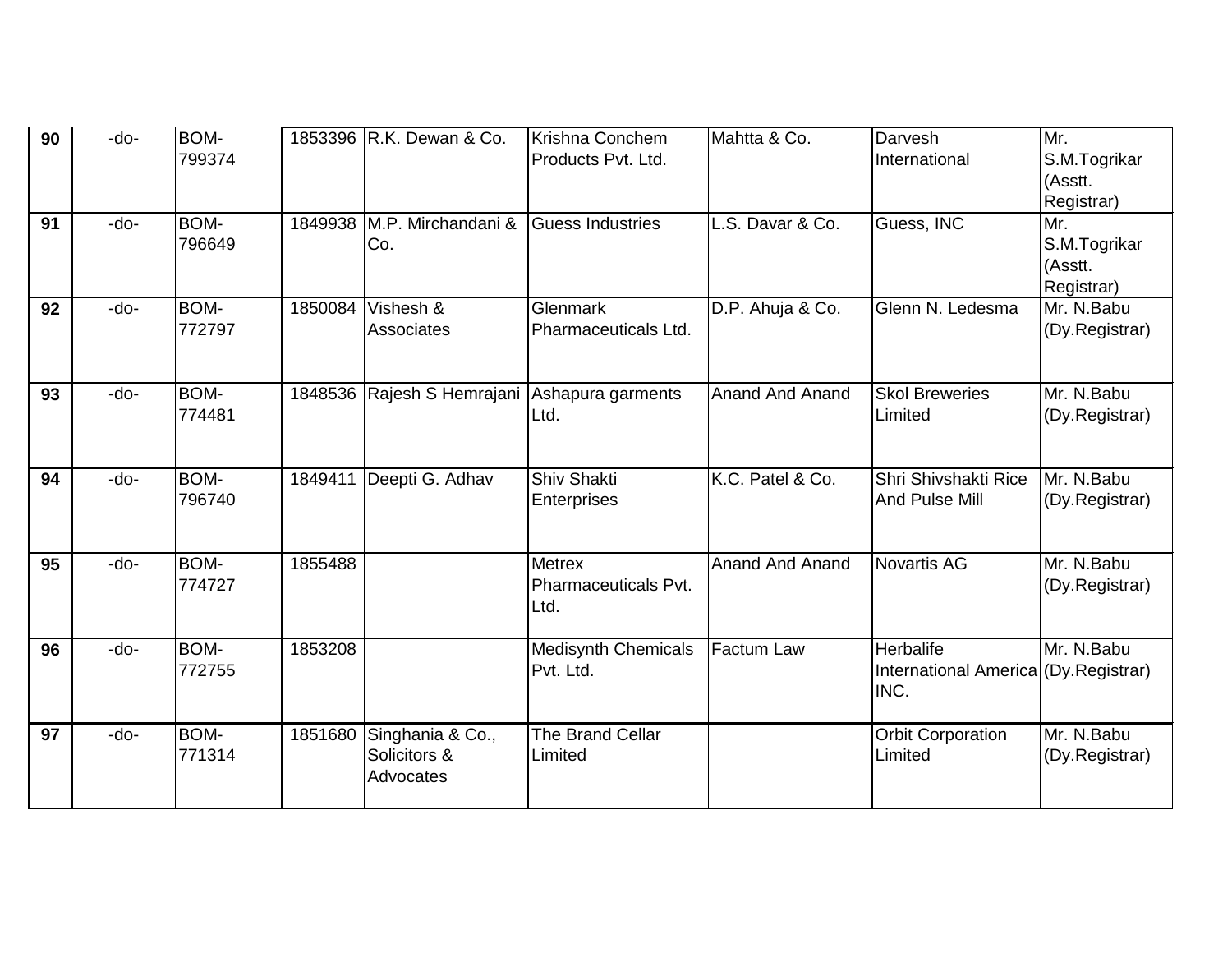| | | | | | | | | |
|---|---|---|---|---|---|---|---|---|
| **90** | -do- | BOM-799374 | 1853396 | R.K. Dewan & Co. | Krishna Conchem Products Pvt. Ltd. | Mahtta & Co. | Darvesh International | Mr. S.M.Togrikar (Asstt. Registrar) |
| **91** | -do- | BOM-796649 | 1849938 | M.P. Mirchandani & Co. | Guess Industries | L.S. Davar & Co. | Guess, INC | Mr. S.M.Togrikar (Asstt. Registrar) |
| **92** | -do- | BOM-772797 | 1850084 | Vishesh & Associates | Glenmark Pharmaceuticals Ltd. | D.P. Ahuja & Co. | Glenn N. Ledesma | Mr. N.Babu (Dy.Registrar) |
| **93** | -do- | BOM-774481 | 1848536 | Rajesh S Hemrajani | Ashapura garments Ltd. | Anand And Anand | Skol Breweries Limited | Mr. N.Babu (Dy.Registrar) |
| **94** | -do- | BOM-796740 | 1849411 | Deepti G. Adhav | Shiv Shakti Enterprises | K.C. Patel & Co. | Shri Shivshakti Rice And Pulse Mill | Mr. N.Babu (Dy.Registrar) |
| **95** | -do- | BOM-774727 | 1855488 | | Metrex Pharmaceuticals Pvt. Ltd. | Anand And Anand | Novartis AG | Mr. N.Babu (Dy.Registrar) |
| **96** | -do- | BOM-772755 | 1853208 | | Medisynth Chemicals Pvt. Ltd. | Factum Law | Herbalife International America INC. | Mr. N.Babu (Dy.Registrar) |
| **97** | -do- | BOM-771314 | 1851680 | Singhania & Co., Solicitors & Advocates | The Brand Cellar Limited | | Orbit Corporation Limited | Mr. N.Babu (Dy.Registrar) |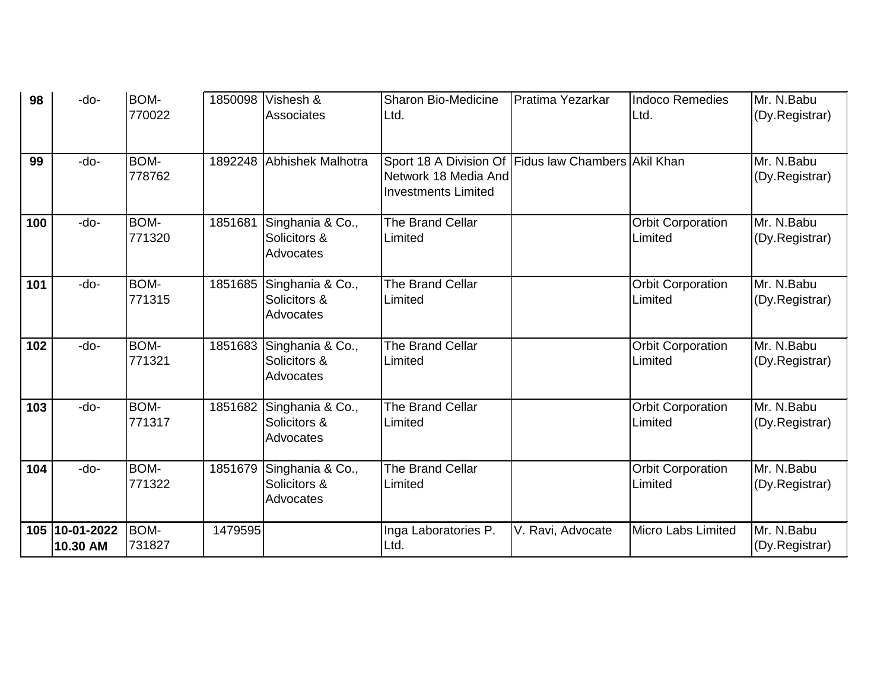| | | | | | | | | |
|---|---|---|---|---|---|---|---|---|
| **98** | -do- | BOM-770022 | 1850098 | Vishesh & Associates | Sharon Bio-Medicine Ltd. | Pratima Yezarkar | Indoco Remedies Ltd. | Mr. N.Babu (Dy.Registrar) |
| **99** | -do- | BOM-778762 | 1892248 | Abhishek Malhotra | Sport 18 A Division Of Network 18 Media And Investments Limited | Fidus law Chambers | Akil Khan | Mr. N.Babu (Dy.Registrar) |
| **100** | -do- | BOM-771320 | 1851681 | Singhania & Co., Solicitors & Advocates | The Brand Cellar Limited | | Orbit Corporation Limited | Mr. N.Babu (Dy.Registrar) |
| **101** | -do- | BOM-771315 | 1851685 | Singhania & Co., Solicitors & Advocates | The Brand Cellar Limited | | Orbit Corporation Limited | Mr. N.Babu (Dy.Registrar) |
| **102** | -do- | BOM-771321 | 1851683 | Singhania & Co., Solicitors & Advocates | The Brand Cellar Limited | | Orbit Corporation Limited | Mr. N.Babu (Dy.Registrar) |
| **103** | -do- | BOM-771317 | 1851682 | Singhania & Co., Solicitors & Advocates | The Brand Cellar Limited | | Orbit Corporation Limited | Mr. N.Babu (Dy.Registrar) |
| **104** | -do- | BOM-771322 | 1851679 | Singhania & Co., Solicitors & Advocates | The Brand Cellar Limited | | Orbit Corporation Limited | Mr. N.Babu (Dy.Registrar) |
| **105** | **10-01-2022 10.30 AM** | BOM-731827 | 1479595 | | Inga Laboratories P. Ltd. | V. Ravi, Advocate | Micro Labs Limited | Mr. N.Babu (Dy.Registrar) |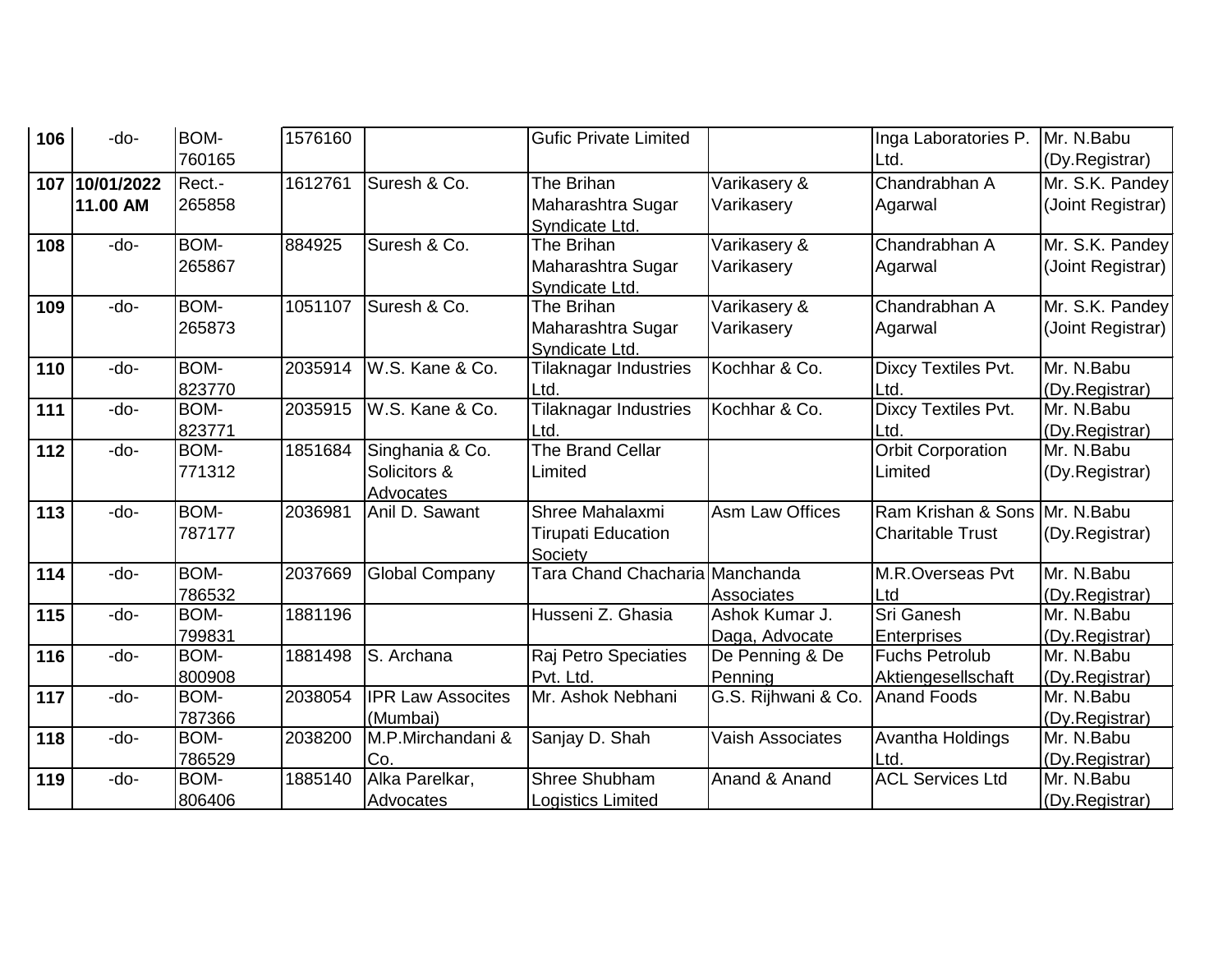| 106 | -do- | BOM-760165 | 1576160 | | Gufic Private Limited | | Inga Laboratories P. Ltd. | Mr. N.Babu (Dy.Registrar) |
|---|---|---|---|---|---|---|---|---|
| **107** | **10/01/2022 11.00 AM** | Rect.-265858 | 1612761 | Suresh & Co. | The Brihan Maharashtra Sugar Syndicate Ltd. | Varikasery & Varikasery | Chandrabhan A Agarwal | Mr. S.K. Pandey (Joint Registrar) |
| **108** | -do- | BOM-265867 | 884925 | Suresh & Co. | The Brihan Maharashtra Sugar Syndicate Ltd. | Varikasery & Varikasery | Chandrabhan A Agarwal | Mr. S.K. Pandey (Joint Registrar) |
| **109** | -do- | BOM-265873 | 1051107 | Suresh & Co. | The Brihan Maharashtra Sugar Syndicate Ltd. | Varikasery & Varikasery | Chandrabhan A Agarwal | Mr. S.K. Pandey (Joint Registrar) |
| **110** | -do- | BOM-823770 | 2035914 | W.S. Kane & Co. | Tilaknagar Industries Ltd. | Kochhar & Co. | Dixcy Textiles Pvt. Ltd. | Mr. N.Babu (Dy.Registrar) |
| **111** | -do- | BOM-823771 | 2035915 | W.S. Kane & Co. | Tilaknagar Industries Ltd. | Kochhar & Co. | Dixcy Textiles Pvt. Ltd. | Mr. N.Babu (Dy.Registrar) |
| **112** | -do- | BOM-771312 | 1851684 | Singhania & Co. Solicitors & Advocates | The Brand Cellar Limited | | Orbit Corporation Limited | Mr. N.Babu (Dy.Registrar) |
| **113** | -do- | BOM-787177 | 2036981 | Anil D. Sawant | Shree Mahalaxmi Tirupati Education Society | Asm Law Offices | Ram Krishan & Sons Charitable Trust | Mr. N.Babu (Dy.Registrar) |
| **114** | -do- | BOM-786532 | 2037669 | Global Company | Tara Chand Chacharia | Manchanda Associates | M.R.Overseas Pvt Ltd | Mr. N.Babu (Dy.Registrar) |
| **115** | -do- | BOM-799831 | 1881196 | | Husseni Z. Ghasia | Ashok Kumar J. Daga, Advocate | Sri Ganesh Enterprises | Mr. N.Babu (Dy.Registrar) |
| **116** | -do- | BOM-800908 | 1881498 | S. Archana | Raj Petro Speciaties Pvt. Ltd. | De Penning & De Penning | Fuchs Petrolub Aktiengesellschaft | Mr. N.Babu (Dy.Registrar) |
| **117** | -do- | BOM-787366 | 2038054 | IPR Law Assocites (Mumbai) | Mr. Ashok Nebhani | G.S. Rijhwani & Co. | Anand Foods | Mr. N.Babu (Dy.Registrar) |
| **118** | -do- | BOM-786529 | 2038200 | M.P.Mirchandani & Co. | Sanjay D. Shah | Vaish Associates | Avantha Holdings Ltd. | Mr. N.Babu (Dy.Registrar) |
| **119** | -do- | BOM-806406 | 1885140 | Alka Parelkar, Advocates | Shree Shubham Logistics Limited | Anand & Anand | ACL Services Ltd | Mr. N.Babu (Dy.Registrar) |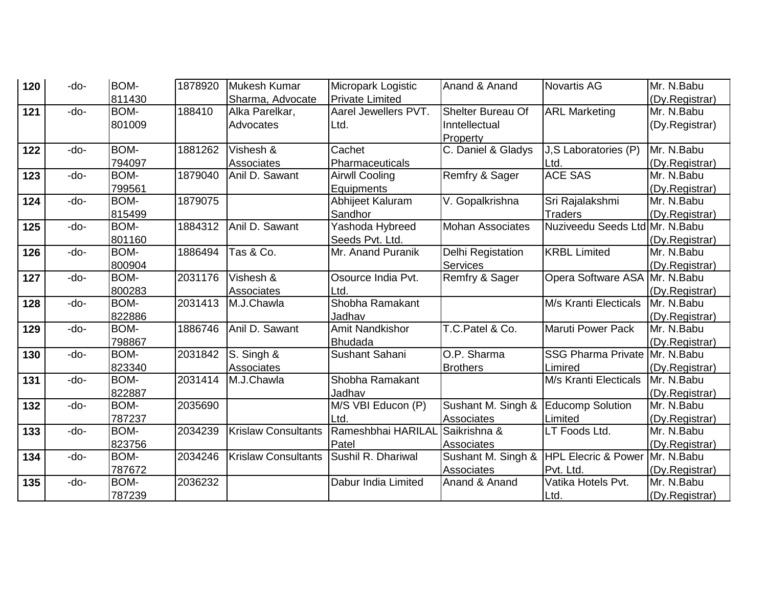| | | | | | | | | |
|---|---|---|---|---|---|---|---|---|
| **120** | -do- | BOM-811430 | 1878920 | Mukesh Kumar Sharma, Advocate | Micropark Logistic Private Limited | Anand & Anand | Novartis AG | Mr. N.Babu (Dy.Registrar) |
| **121** | -do- | BOM-801009 | 188410 | Alka Parelkar, Advocates | Aarel Jewellers PVT. Ltd. | Shelter Bureau Of Inntellectual Property | ARL Marketing | Mr. N.Babu (Dy.Registrar) |
| **122** | -do- | BOM-794097 | 1881262 | Vishesh & Associates | Cachet Pharmaceuticals | C. Daniel & Gladys | J,S Laboratories (P) Ltd. | Mr. N.Babu (Dy.Registrar) |
| **123** | -do- | BOM-799561 | 1879040 | Anil D. Sawant | Airwll Cooling Equipments | Remfry & Sager | ACE SAS | Mr. N.Babu (Dy.Registrar) |
| **124** | -do- | BOM-815499 | 1879075 | | Abhijeet Kaluram Sandhor | V. Gopalkrishna | Sri Rajalakshmi Traders | Mr. N.Babu (Dy.Registrar) |
| **125** | -do- | BOM-801160 | 1884312 | Anil D. Sawant | Yashoda Hybreed Seeds Pvt. Ltd. | Mohan Associates | Nuziveedu Seeds Ltd | Mr. N.Babu (Dy.Registrar) |
| **126** | -do- | BOM-800904 | 1886494 | Tas & Co. | Mr. Anand Puranik | Delhi Registation Services | KRBL Limited | Mr. N.Babu (Dy.Registrar) |
| **127** | -do- | BOM-800283 | 2031176 | Vishesh & Associates | Osource India Pvt. Ltd. | Remfry & Sager | Opera Software ASA | Mr. N.Babu (Dy.Registrar) |
| **128** | -do- | BOM-822886 | 2031413 | M.J.Chawla | Shobha Ramakant Jadhav | | M/s Kranti Electicals | Mr. N.Babu (Dy.Registrar) |
| **129** | -do- | BOM-798867 | 1886746 | Anil D. Sawant | Amit Nandkishor Bhudada | T.C.Patel & Co. | Maruti Power Pack | Mr. N.Babu (Dy.Registrar) |
| **130** | -do- | BOM-823340 | 2031842 | S. Singh & Associates | Sushant Sahani | O.P. Sharma Brothers | SSG Pharma Private Limired | Mr. N.Babu (Dy.Registrar) |
| **131** | -do- | BOM-822887 | 2031414 | M.J.Chawla | Shobha Ramakant Jadhav | | M/s Kranti Electicals | Mr. N.Babu (Dy.Registrar) |
| **132** | -do- | BOM-787237 | 2035690 | | M/S VBI Educon (P) Ltd. | Sushant M. Singh & Associates | Educomp Solution Limited | Mr. N.Babu (Dy.Registrar) |
| **133** | -do- | BOM-823756 | 2034239 | Krislaw Consultants | Rameshbhai HARILAL Patel | Saikrishna & Associates | LT Foods Ltd. | Mr. N.Babu (Dy.Registrar) |
| **134** | -do- | BOM-787672 | 2034246 | Krislaw Consultants | Sushil R. Dhariwal | Sushant M. Singh & Associates | HPL Elecric & Power Pvt. Ltd. | Mr. N.Babu (Dy.Registrar) |
| **135** | -do- | BOM-787239 | 2036232 | | Dabur India Limited | Anand & Anand | Vatika Hotels Pvt. Ltd. | Mr. N.Babu (Dy.Registrar) |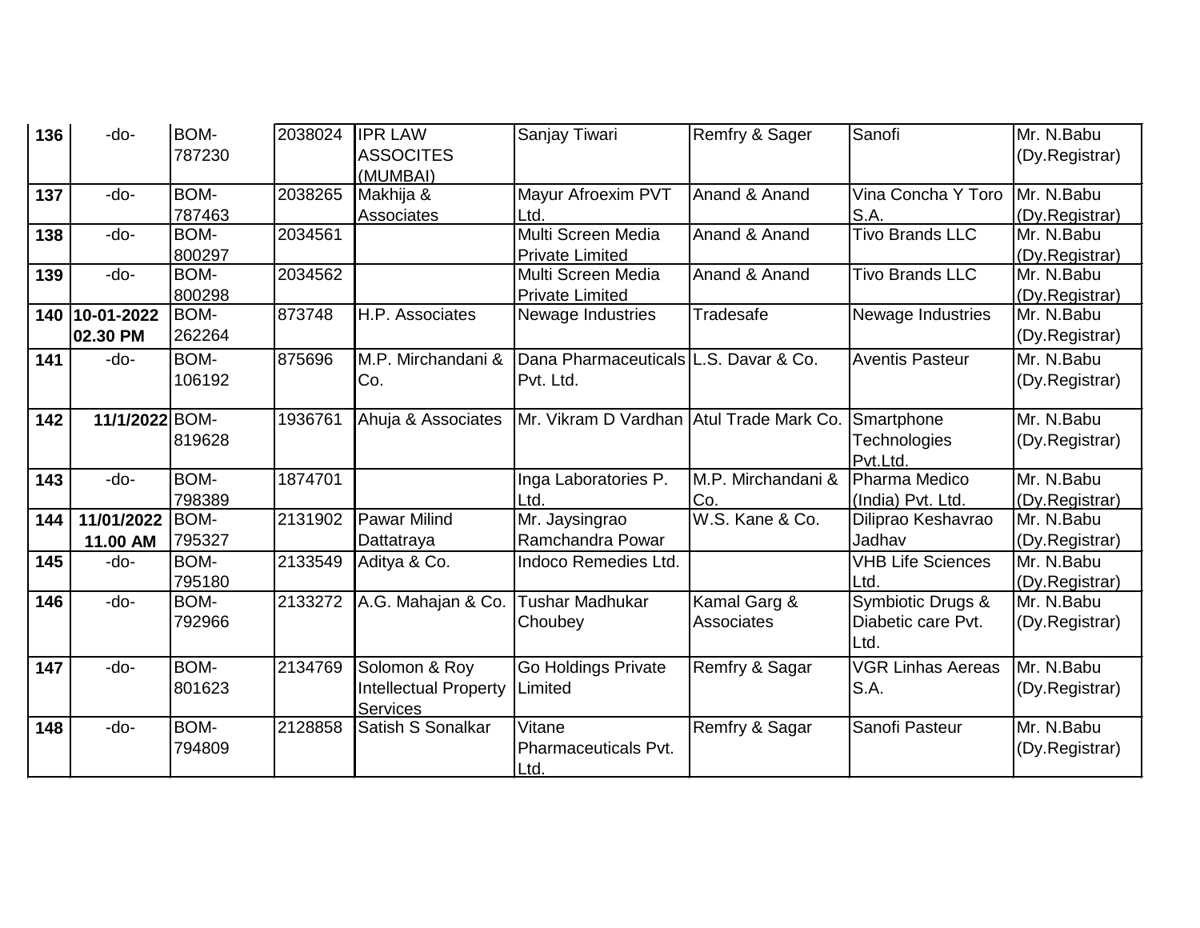| 136 | -do- | BOM-787230 | 2038024 | IPR LAW ASSOCITES (MUMBAI) | Sanjay Tiwari | Remfry & Sager | Sanofi | Mr. N.Babu (Dy.Registrar) |
|---|---|---|---|---|---|---|---|---|
| 137 | -do- | BOM-787463 | 2038265 | Makhija & Associates | Mayur Afroexim PVT Ltd. | Anand & Anand | Vina Concha Y Toro S.A. | Mr. N.Babu (Dy.Registrar) |
| 138 | -do- | BOM-800297 | 2034561 | | Multi Screen Media Private Limited | Anand & Anand | Tivo Brands LLC | Mr. N.Babu (Dy.Registrar) |
| 139 | -do- | BOM-800298 | 2034562 | | Multi Screen Media Private Limited | Anand & Anand | Tivo Brands LLC | Mr. N.Babu (Dy.Registrar) |
| 140 | **10-01-2022 02.30 PM** | BOM-262264 | 873748 | H.P. Associates | Newage Industries | Tradesafe | Newage Industries | Mr. N.Babu (Dy.Registrar) |
| 141 | -do- | BOM-106192 | 875696 | M.P. Mirchandani & Co. | Dana Pharmaceuticals Pvt. Ltd. | L.S. Davar & Co. | Aventis Pasteur | Mr. N.Babu (Dy.Registrar) |
| 142 | **11/1/2022** | BOM-819628 | 1936761 | Ahuja & Associates | Mr. Vikram D Vardhan | Atul Trade Mark Co. | Smartphone Technologies Pvt.Ltd. | Mr. N.Babu (Dy.Registrar) |
| 143 | -do- | BOM-798389 | 1874701 | | Inga Laboratories P. Ltd. | M.P. Mirchandani & Co. | Pharma Medico (India) Pvt. Ltd. | Mr. N.Babu (Dy.Registrar) |
| 144 | **11/01/2022 11.00 AM** | BOM-795327 | 2131902 | Pawar Milind Dattatraya | Mr. Jaysingrao Ramchandra Powar | W.S. Kane & Co. | Diliprao Keshavrao Jadhav | Mr. N.Babu (Dy.Registrar) |
| 145 | -do- | BOM-795180 | 2133549 | Aditya & Co. | Indoco Remedies Ltd. | | VHB Life Sciences Ltd. | Mr. N.Babu (Dy.Registrar) |
| 146 | -do- | BOM-792966 | 2133272 | A.G. Mahajan & Co. | Tushar Madhukar Choubey | Kamal Garg & Associates | Symbiotic Drugs & Diabetic care Pvt. Ltd. | Mr. N.Babu (Dy.Registrar) |
| 147 | -do- | BOM-801623 | 2134769 | Solomon & Roy Intellectual Property Services | Go Holdings Private Limited | Remfry & Sagar | VGR Linhas Aereas S.A. | Mr. N.Babu (Dy.Registrar) |
| 148 | -do- | BOM-794809 | 2128858 | Satish S Sonalkar | Vitane Pharmaceuticals Pvt. Ltd. | Remfry & Sagar | Sanofi Pasteur | Mr. N.Babu (Dy.Registrar) |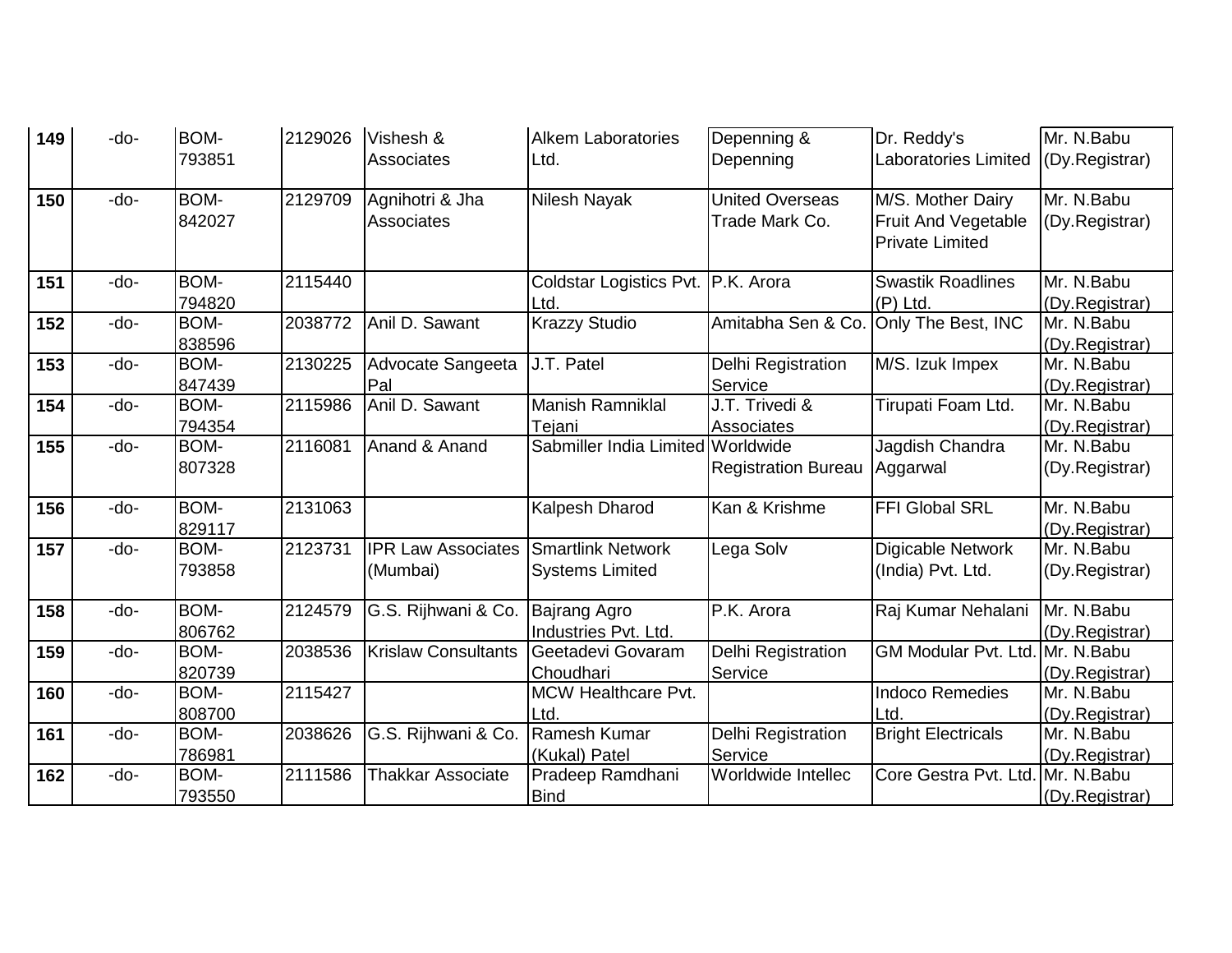| | | | | | | | | |
|---|---|---|---|---|---|---|---|---|
| **149** | -do- | BOM-793851 | 2129026 | Vishesh & Associates | Alkem Laboratories Ltd. | Depenning & Depenning | Dr. Reddy's Laboratories Limited | Mr. N.Babu (Dy.Registrar) |
| **150** | -do- | BOM-842027 | 2129709 | Agnihotri & Jha Associates | Nilesh Nayak | United Overseas Trade Mark Co. | M/S. Mother Dairy Fruit And Vegetable Private Limited | Mr. N.Babu (Dy.Registrar) |
| **151** | -do- | BOM-794820 | 2115440 | | Coldstar Logistics Pvt. Ltd. | P.K. Arora | Swastik Roadlines (P) Ltd. | Mr. N.Babu (Dy.Registrar) |
| **152** | -do- | BOM-838596 | 2038772 | Anil D. Sawant | Krazzy Studio | Amitabha Sen & Co. | Only The Best, INC | Mr. N.Babu (Dy.Registrar) |
| **153** | -do- | BOM-847439 | 2130225 | Advocate Sangeeta Pal | J.T. Patel | Delhi Registration Service | M/S. Izuk Impex | Mr. N.Babu (Dy.Registrar) |
| **154** | -do- | BOM-794354 | 2115986 | Anil D. Sawant | Manish Ramniklal Tejani | J.T. Trivedi & Associates | Tirupati Foam Ltd. | Mr. N.Babu (Dy.Registrar) |
| **155** | -do- | BOM-807328 | 2116081 | Anand & Anand | Sabmiller India Limited | Worldwide Registration Bureau | Jagdish Chandra Aggarwal | Mr. N.Babu (Dy.Registrar) |
| **156** | -do- | BOM-829117 | 2131063 | | Kalpesh Dharod | Kan & Krishme | FFI Global SRL | Mr. N.Babu (Dy.Registrar) |
| **157** | -do- | BOM-793858 | 2123731 | IPR Law Associates (Mumbai) | Smartlink Network Systems Limited | Lega Solv | Digicable Network (India) Pvt. Ltd. | Mr. N.Babu (Dy.Registrar) |
| **158** | -do- | BOM-806762 | 2124579 | G.S. Rijhwani & Co. | Bajrang Agro Industries Pvt. Ltd. | P.K. Arora | Raj Kumar Nehalani | Mr. N.Babu (Dy.Registrar) |
| **159** | -do- | BOM-820739 | 2038536 | Krislaw Consultants | Geetadevi Govaram Choudhari | Delhi Registration Service | GM Modular Pvt. Ltd. | Mr. N.Babu (Dy.Registrar) |
| **160** | -do- | BOM-808700 | 2115427 | | MCW Healthcare Pvt. Ltd. | | Indoco Remedies Ltd. | Mr. N.Babu (Dy.Registrar) |
| **161** | -do- | BOM-786981 | 2038626 | G.S. Rijhwani & Co. | Ramesh Kumar (Kukal) Patel | Delhi Registration Service | Bright Electricals | Mr. N.Babu (Dy.Registrar) |
| **162** | -do- | BOM-793550 | 2111586 | Thakkar Associate | Pradeep Ramdhani Bind | Worldwide Intellec | Core Gestra Pvt. Ltd. | Mr. N.Babu (Dy.Registrar) |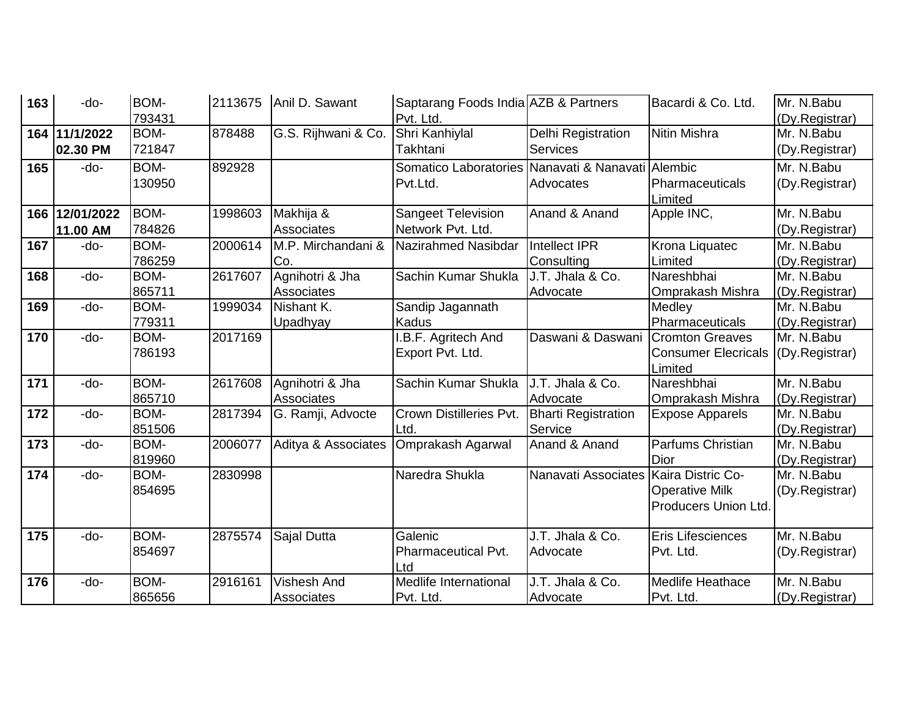| | | | | | | | | |
|---|---|---|---|---|---|---|---|---|
| **163** | -do- | BOM-793431 | 2113675 | Anil D. Sawant | Saptarang Foods India Pvt. Ltd. | AZB & Partners | Bacardi & Co. Ltd. | Mr. N.Babu (Dy.Registrar) |
| **164** | **11/1/2022 02.30 PM** | BOM-721847 | 878488 | G.S. Rijhwani & Co. | Shri Kanhiylal Takhtani | Delhi Registration Services | Nitin Mishra | Mr. N.Babu (Dy.Registrar) |
| **165** | -do- | BOM-130950 | 892928 | | Somatico Laboratories Pvt.Ltd. | Nanavati & Nanavati Advocates | Alembic Pharmaceuticals Limited | Mr. N.Babu (Dy.Registrar) |
| **166** | **12/01/2022 11.00 AM** | BOM-784826 | 1998603 | Makhija & Associates | Sangeet Television Network Pvt. Ltd. | Anand & Anand | Apple INC, | Mr. N.Babu (Dy.Registrar) |
| **167** | -do- | BOM-786259 | 2000614 | M.P. Mirchandani & Co. | Nazirahmed Nasibdar | Intellect IPR Consulting | Krona Liquatec Limited | Mr. N.Babu (Dy.Registrar) |
| **168** | -do- | BOM-865711 | 2617607 | Agnihotri & Jha Associates | Sachin Kumar Shukla | J.T. Jhala & Co. Advocate | Nareshbhai Omprakash Mishra | Mr. N.Babu (Dy.Registrar) |
| **169** | -do- | BOM-779311 | 1999034 | Nishant K. Upadhyay | Sandip Jagannath Kadus | | Medley Pharmaceuticals | Mr. N.Babu (Dy.Registrar) |
| **170** | -do- | BOM-786193 | 2017169 | | I.B.F. Agritech And Export Pvt. Ltd. | Daswani & Daswani | Cromton Greaves Consumer Elecricals Limited | Mr. N.Babu (Dy.Registrar) |
| **171** | -do- | BOM-865710 | 2617608 | Agnihotri & Jha Associates | Sachin Kumar Shukla | J.T. Jhala & Co. Advocate | Nareshbhai Omprakash Mishra | Mr. N.Babu (Dy.Registrar) |
| **172** | -do- | BOM-851506 | 2817394 | G. Ramji, Advocte | Crown Distilleries Pvt. Ltd. | Bharti Registration Service | Expose Apparels | Mr. N.Babu (Dy.Registrar) |
| **173** | -do- | BOM-819960 | 2006077 | Aditya & Associates | Omprakash Agarwal | Anand & Anand | Parfums Christian Dior | Mr. N.Babu (Dy.Registrar) |
| **174** | -do- | BOM-854695 | 2830998 | | Naredra Shukla | Nanavati Associates | Kaira Distric Co-Operative Milk Producers Union Ltd. | Mr. N.Babu (Dy.Registrar) |
| **175** | -do- | BOM-854697 | 2875574 | Sajal Dutta | Galenic Pharmaceutical Pvt. Ltd | J.T. Jhala & Co. Advocate | Eris Lifesciences Pvt. Ltd. | Mr. N.Babu (Dy.Registrar) |
| **176** | -do- | BOM-865656 | 2916161 | Vishesh And Associates | Medlife International Pvt. Ltd. | J.T. Jhala & Co. Advocate | Medlife Heathace Pvt. Ltd. | Mr. N.Babu (Dy.Registrar) |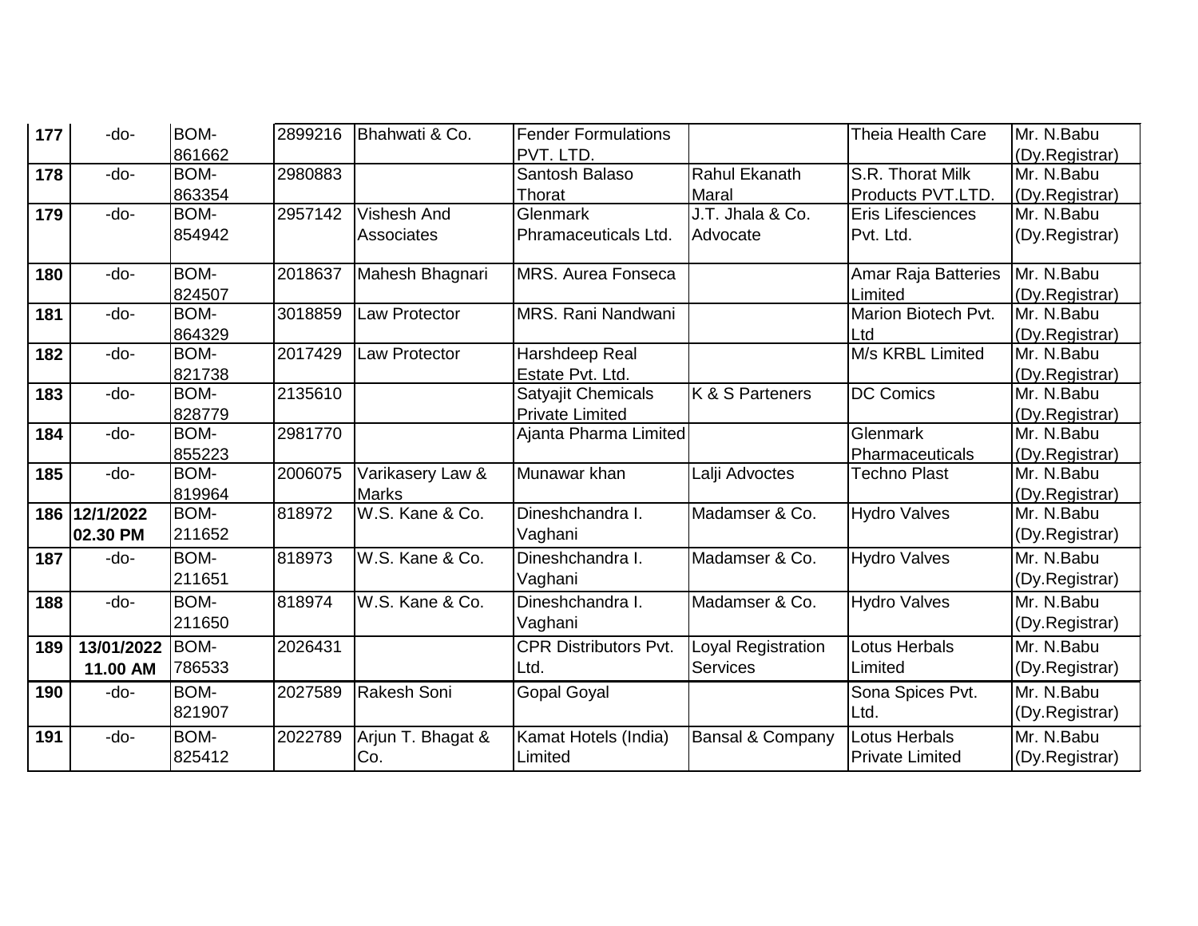| 177 | -do- | BOM-861662 | 2899216 | Bhahwati & Co. | Fender Formulations PVT. LTD. | | Theia Health Care | Mr. N.Babu (Dy.Registrar) |
|---|---|---|---|---|---|---|---|---|
| 178 | -do- | BOM-863354 | 2980883 | | Santosh Balaso Thorat | Rahul Ekanath Maral | S.R. Thorat Milk Products PVT.LTD. | Mr. N.Babu (Dy.Registrar) |
| 179 | -do- | BOM-854942 | 2957142 | Vishesh And Associates | Glenmark Phramaceuticals Ltd. | J.T. Jhala & Co. Advocate | Eris Lifesciences Pvt. Ltd. | Mr. N.Babu (Dy.Registrar) |
| 180 | -do- | BOM-824507 | 2018637 | Mahesh Bhagnari | MRS. Aurea Fonseca | | Amar Raja Batteries Limited | Mr. N.Babu (Dy.Registrar) |
| 181 | -do- | BOM-864329 | 3018859 | Law Protector | MRS. Rani Nandwani | | Marion Biotech Pvt. Ltd | Mr. N.Babu (Dy.Registrar) |
| 182 | -do- | BOM-821738 | 2017429 | Law Protector | Harshdeep Real Estate Pvt. Ltd. | | M/s KRBL Limited | Mr. N.Babu (Dy.Registrar) |
| 183 | -do- | BOM-828779 | 2135610 | | Satyajit Chemicals Private Limited | K & S Parteners | DC Comics | Mr. N.Babu (Dy.Registrar) |
| 184 | -do- | BOM-855223 | 2981770 | | Ajanta Pharma Limited | | Glenmark Pharmaceuticals | Mr. N.Babu (Dy.Registrar) |
| 185 | -do- | BOM-819964 | 2006075 | Varikasery Law & Marks | Munawar khan | Lalji Advoctes | Techno Plast | Mr. N.Babu (Dy.Registrar) |
| 186 | **12/1/2022 02.30 PM** | BOM-211652 | 818972 | W.S. Kane & Co. | Dineshchandra I. Vaghani | Madamser & Co. | Hydro Valves | Mr. N.Babu (Dy.Registrar) |
| 187 | -do- | BOM-211651 | 818973 | W.S. Kane & Co. | Dineshchandra I. Vaghani | Madamser & Co. | Hydro Valves | Mr. N.Babu (Dy.Registrar) |
| 188 | -do- | BOM-211650 | 818974 | W.S. Kane & Co. | Dineshchandra I. Vaghani | Madamser & Co. | Hydro Valves | Mr. N.Babu (Dy.Registrar) |
| 189 | **13/01/2022 11.00 AM** | BOM-786533 | 2026431 | | CPR Distributors Pvt. Ltd. | Loyal Registration Services | Lotus Herbals Limited | Mr. N.Babu (Dy.Registrar) |
| 190 | -do- | BOM-821907 | 2027589 | Rakesh Soni | Gopal Goyal | | Sona Spices Pvt. Ltd. | Mr. N.Babu (Dy.Registrar) |
| 191 | -do- | BOM-825412 | 2022789 | Arjun T. Bhagat & Co. | Kamat Hotels (India) Limited | Bansal & Company | Lotus Herbals Private Limited | Mr. N.Babu (Dy.Registrar) |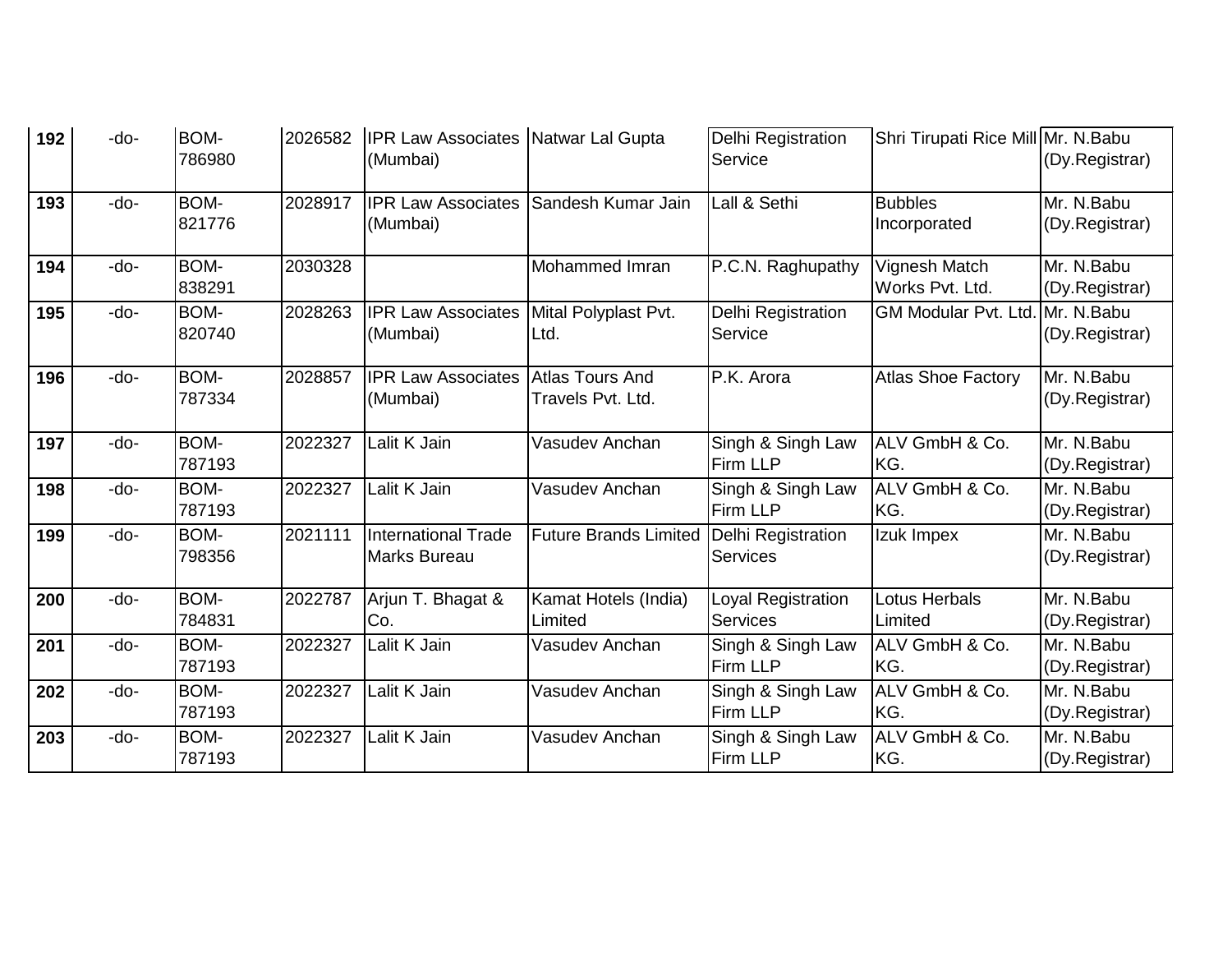| | | | | | | | | |
|---|---|---|---|---|---|---|---|---|
| **192** | -do- | BOM-786980 | 2026582 | IPR Law Associates (Mumbai) | Natwar Lal Gupta | Delhi Registration Service | Shri Tirupati Rice Mill | Mr. N.Babu (Dy.Registrar) |
| **193** | -do- | BOM-821776 | 2028917 | IPR Law Associates (Mumbai) | Sandesh Kumar Jain | Lall & Sethi | Bubbles Incorporated | Mr. N.Babu (Dy.Registrar) |
| **194** | -do- | BOM-838291 | 2030328 | | Mohammed Imran | P.C.N. Raghupathy | Vignesh Match Works Pvt. Ltd. | Mr. N.Babu (Dy.Registrar) |
| **195** | -do- | BOM-820740 | 2028263 | IPR Law Associates (Mumbai) | Mital Polyplast Pvt. Ltd. | Delhi Registration Service | GM Modular Pvt. Ltd. | Mr. N.Babu (Dy.Registrar) |
| **196** | -do- | BOM-787334 | 2028857 | IPR Law Associates (Mumbai) | Atlas Tours And Travels Pvt. Ltd. | P.K. Arora | Atlas Shoe Factory | Mr. N.Babu (Dy.Registrar) |
| **197** | -do- | BOM-787193 | 2022327 | Lalit K Jain | Vasudev Anchan | Singh & Singh Law Firm LLP | ALV GmbH & Co. KG. | Mr. N.Babu (Dy.Registrar) |
| **198** | -do- | BOM-787193 | 2022327 | Lalit K Jain | Vasudev Anchan | Singh & Singh Law Firm LLP | ALV GmbH & Co. KG. | Mr. N.Babu (Dy.Registrar) |
| **199** | -do- | BOM-798356 | 2021111 | International Trade Marks Bureau | Future Brands Limited | Delhi Registration Services | Izuk Impex | Mr. N.Babu (Dy.Registrar) |
| **200** | -do- | BOM-784831 | 2022787 | Arjun T. Bhagat & Co. | Kamat Hotels (India) Limited | Loyal Registration Services | Lotus Herbals Limited | Mr. N.Babu (Dy.Registrar) |
| **201** | -do- | BOM-787193 | 2022327 | Lalit K Jain | Vasudev Anchan | Singh & Singh Law Firm LLP | ALV GmbH & Co. KG. | Mr. N.Babu (Dy.Registrar) |
| **202** | -do- | BOM-787193 | 2022327 | Lalit K Jain | Vasudev Anchan | Singh & Singh Law Firm LLP | ALV GmbH & Co. KG. | Mr. N.Babu (Dy.Registrar) |
| **203** | -do- | BOM-787193 | 2022327 | Lalit K Jain | Vasudev Anchan | Singh & Singh Law Firm LLP | ALV GmbH & Co. KG. | Mr. N.Babu (Dy.Registrar) |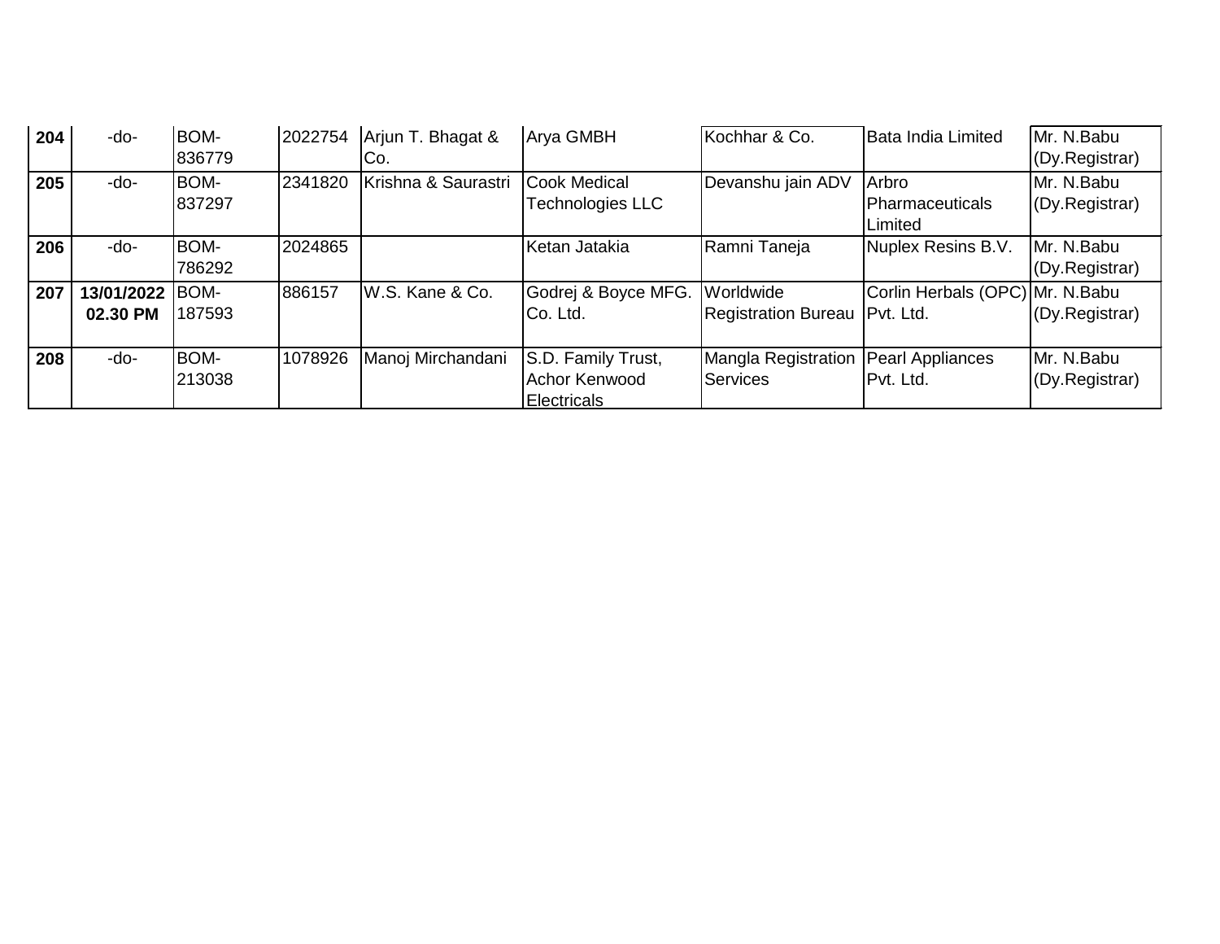| | | | | | | | | |
|---|---|---|---|---|---|---|---|---|
| **204** | -do- | BOM-836779 | 2022754 | Arjun T. Bhagat & Co. | Arya GMBH | Kochhar & Co. | Bata India Limited | Mr. N.Babu (Dy.Registrar) |
| **205** | -do- | BOM-837297 | 2341820 | Krishna & Saurastri | Cook Medical Technologies LLC | Devanshu jain ADV | Arbro Pharmaceuticals Limited | Mr. N.Babu (Dy.Registrar) |
| **206** | -do- | BOM-786292 | 2024865 | | Ketan Jatakia | Ramni Taneja | Nuplex Resins B.V. | Mr. N.Babu (Dy.Registrar) |
| **207** | **13/01/2022 02.30 PM** | BOM-187593 | 886157 | W.S. Kane & Co. | Godrej & Boyce MFG. Co. Ltd. | Worldwide Registration Bureau | Corlin Herbals (OPC) Pvt. Ltd. | Mr. N.Babu (Dy.Registrar) |
| **208** | -do- | BOM-213038 | 1078926 | Manoj Mirchandani | S.D. Family Trust, Achor Kenwood Electricals | Mangla Registration Services | Pearl Appliances Pvt. Ltd. | Mr. N.Babu (Dy.Registrar) |